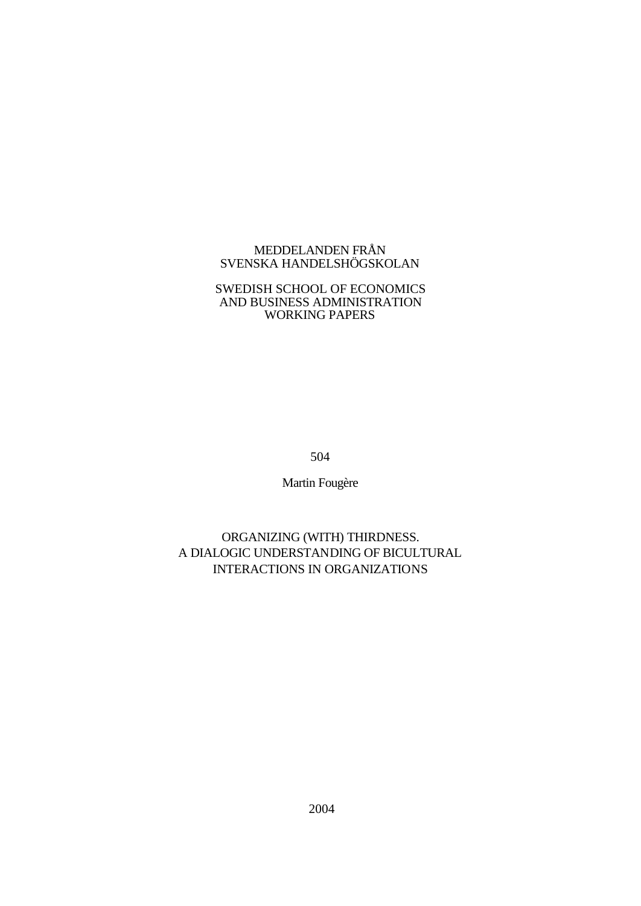MEDDELANDEN FRÅN
SVENSKA HANDELSHÖGSKOLAN

SWEDISH SCHOOL OF ECONOMICS
AND BUSINESS ADMINISTRATION
WORKING PAPERS

504

Martin Fougère

# ORGANIZING (WITH) THIRDNESS.
# A DIALOGIC UNDERSTANDING OF BICULTURAL INTERACTIONS IN ORGANIZATIONS

2004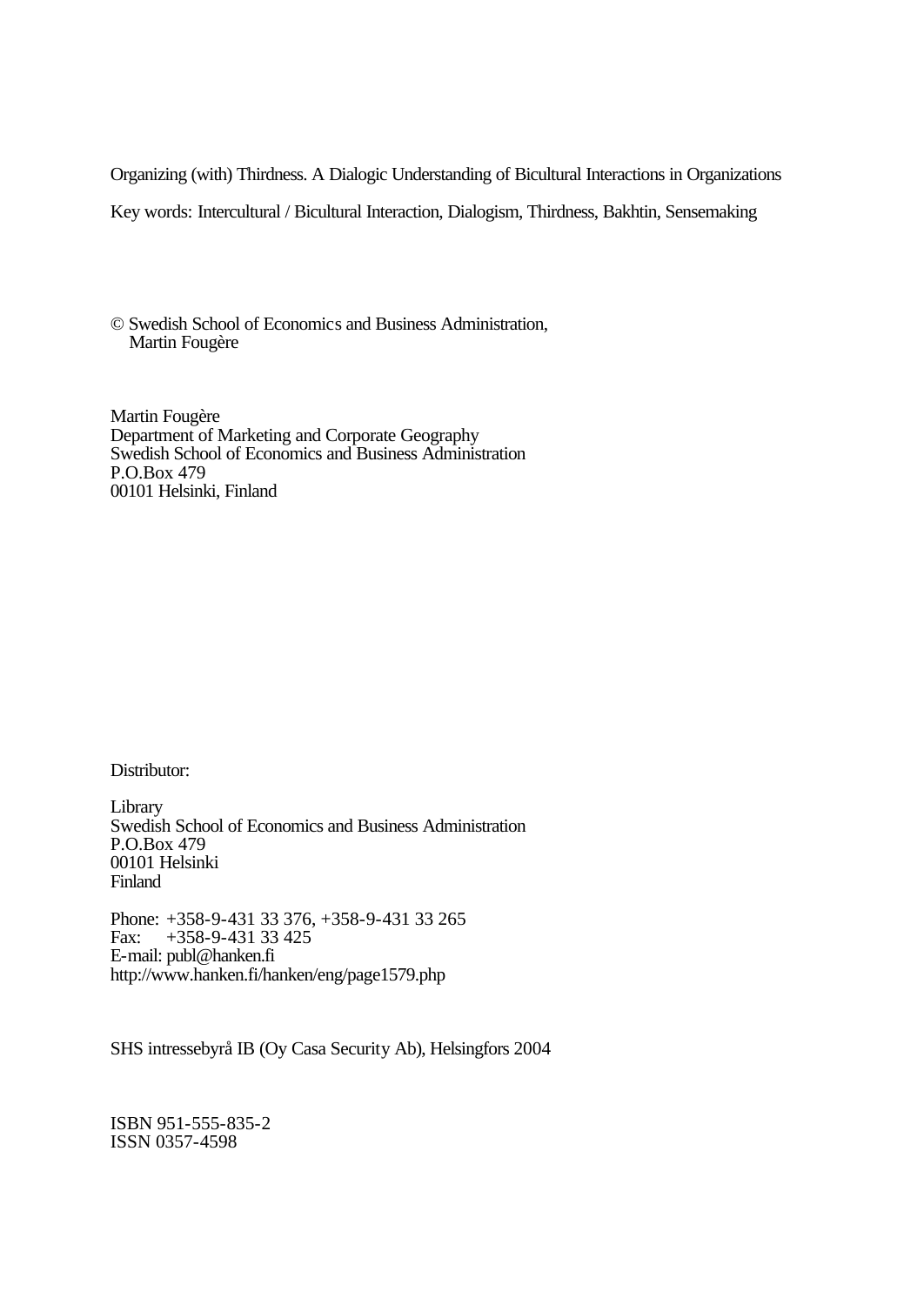Organizing (with) Thirdness. A Dialogic Understanding of Bicultural Interactions in Organizations

Key words: Intercultural / Bicultural Interaction, Dialogism, Thirdness, Bakhtin, Sensemaking

© Swedish School of Economics and Business Administration,
Martin Fougère

Martin Fougère
Department of Marketing and Corporate Geography
Swedish School of Economics and Business Administration
P.O.Box 479
00101 Helsinki, Finland

Distributor:

Library
Swedish School of Economics and Business Administration
P.O.Box 479
00101 Helsinki
Finland

Phone: +358-9-431 33 376, +358-9-431 33 265
Fax: +358-9-431 33 425
E-mail: publ@hanken.fi
http://www.hanken.fi/hanken/eng/page1579.php

SHS intressebyrå IB (Oy Casa Security Ab), Helsingfors 2004

ISBN 951-555-835-2
ISSN 0357-4598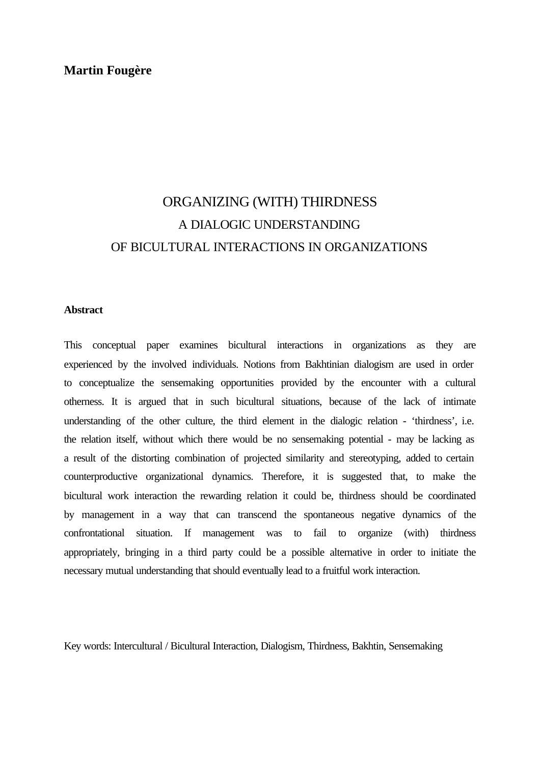**Martin Fougère**

# ORGANIZING (WITH) THIRDNESS
## A DIALOGIC UNDERSTANDING
## OF BICULTURAL INTERACTIONS IN ORGANIZATIONS

**Abstract**

This conceptual paper examines bicultural interactions in organizations as they are experienced by the involved individuals. Notions from Bakhtinian dialogism are used in order to conceptualize the sensemaking opportunities provided by the encounter with a cultural otherness. It is argued that in such bicultural situations, because of the lack of intimate understanding of the other culture, the third element in the dialogic relation - 'thirdness', i.e. the relation itself, without which there would be no sensemaking potential - may be lacking as a result of the distorting combination of projected similarity and stereotyping, added to certain counterproductive organizational dynamics. Therefore, it is suggested that, to make the bicultural work interaction the rewarding relation it could be, thirdness should be coordinated by management in a way that can transcend the spontaneous negative dynamics of the confrontational situation. If management was to fail to organize (with) thirdness appropriately, bringing in a third party could be a possible alternative in order to initiate the necessary mutual understanding that should eventually lead to a fruitful work interaction.

Key words: Intercultural / Bicultural Interaction, Dialogism, Thirdness, Bakhtin, Sensemaking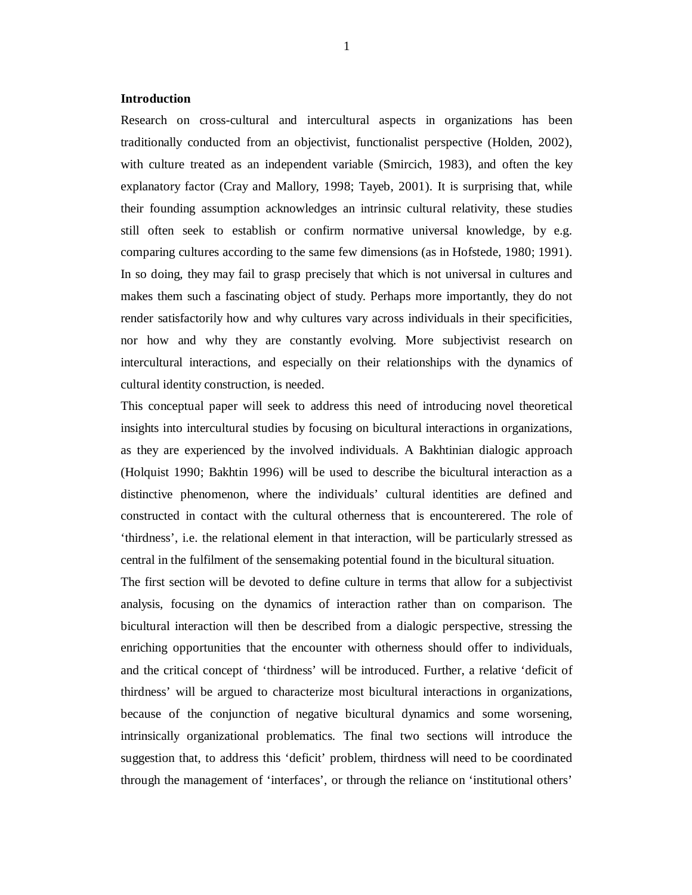## Introduction

Research on cross-cultural and intercultural aspects in organizations has been traditionally conducted from an objectivist, functionalist perspective (Holden, 2002), with culture treated as an independent variable (Smircich, 1983), and often the key explanatory factor (Cray and Mallory, 1998; Tayeb, 2001). It is surprising that, while their founding assumption acknowledges an intrinsic cultural relativity, these studies still often seek to establish or confirm normative universal knowledge, by e.g. comparing cultures according to the same few dimensions (as in Hofstede, 1980; 1991). In so doing, they may fail to grasp precisely that which is not universal in cultures and makes them such a fascinating object of study. Perhaps more importantly, they do not render satisfactorily how and why cultures vary across individuals in their specificities, nor how and why they are constantly evolving. More subjectivist research on intercultural interactions, and especially on their relationships with the dynamics of cultural identity construction, is needed.

This conceptual paper will seek to address this need of introducing novel theoretical insights into intercultural studies by focusing on bicultural interactions in organizations, as they are experienced by the involved individuals. A Bakhtinian dialogic approach (Holquist 1990; Bakhtin 1996) will be used to describe the bicultural interaction as a distinctive phenomenon, where the individuals' cultural identities are defined and constructed in contact with the cultural otherness that is encounterered. The role of 'thirdness', i.e. the relational element in that interaction, will be particularly stressed as central in the fulfilment of the sensemaking potential found in the bicultural situation.

The first section will be devoted to define culture in terms that allow for a subjectivist analysis, focusing on the dynamics of interaction rather than on comparison. The bicultural interaction will then be described from a dialogic perspective, stressing the enriching opportunities that the encounter with otherness should offer to individuals, and the critical concept of 'thirdness' will be introduced. Further, a relative 'deficit of thirdness' will be argued to characterize most bicultural interactions in organizations, because of the conjunction of negative bicultural dynamics and some worsening, intrinsically organizational problematics. The final two sections will introduce the suggestion that, to address this 'deficit' problem, thirdness will need to be coordinated through the management of 'interfaces', or through the reliance on 'institutional others'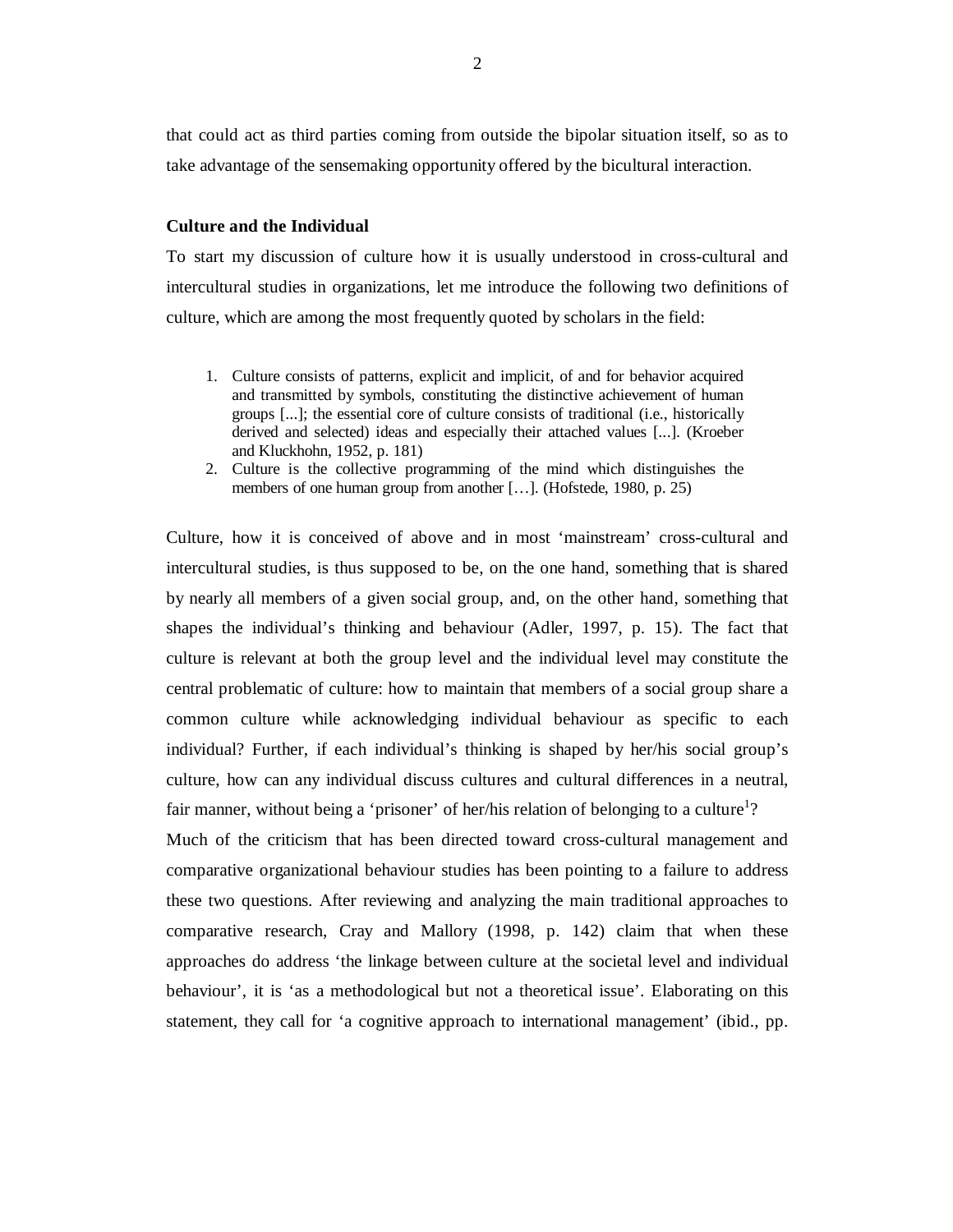that could act as third parties coming from outside the bipolar situation itself, so as to take advantage of the sensemaking opportunity offered by the bicultural interaction.

### Culture and the Individual

To start my discussion of culture how it is usually understood in cross-cultural and intercultural studies in organizations, let me introduce the following two definitions of culture, which are among the most frequently quoted by scholars in the field:

1. Culture consists of patterns, explicit and implicit, of and for behavior acquired and transmitted by symbols, constituting the distinctive achievement of human groups [...]; the essential core of culture consists of traditional (i.e., historically derived and selected) ideas and especially their attached values [...]. (Kroeber and Kluckhohn, 1952, p. 181)
2. Culture is the collective programming of the mind which distinguishes the members of one human group from another […]. (Hofstede, 1980, p. 25)

Culture, how it is conceived of above and in most 'mainstream' cross-cultural and intercultural studies, is thus supposed to be, on the one hand, something that is shared by nearly all members of a given social group, and, on the other hand, something that shapes the individual's thinking and behaviour (Adler, 1997, p. 15). The fact that culture is relevant at both the group level and the individual level may constitute the central problematic of culture: how to maintain that members of a social group share a common culture while acknowledging individual behaviour as specific to each individual? Further, if each individual's thinking is shaped by her/his social group's culture, how can any individual discuss cultures and cultural differences in a neutral, fair manner, without being a 'prisoner' of her/his relation of belonging to a culture[1]?

Much of the criticism that has been directed toward cross-cultural management and comparative organizational behaviour studies has been pointing to a failure to address these two questions. After reviewing and analyzing the main traditional approaches to comparative research, Cray and Mallory (1998, p. 142) claim that when these approaches do address 'the linkage between culture at the societal level and individual behaviour', it is 'as a methodological but not a theoretical issue'. Elaborating on this statement, they call for 'a cognitive approach to international management' (ibid., pp.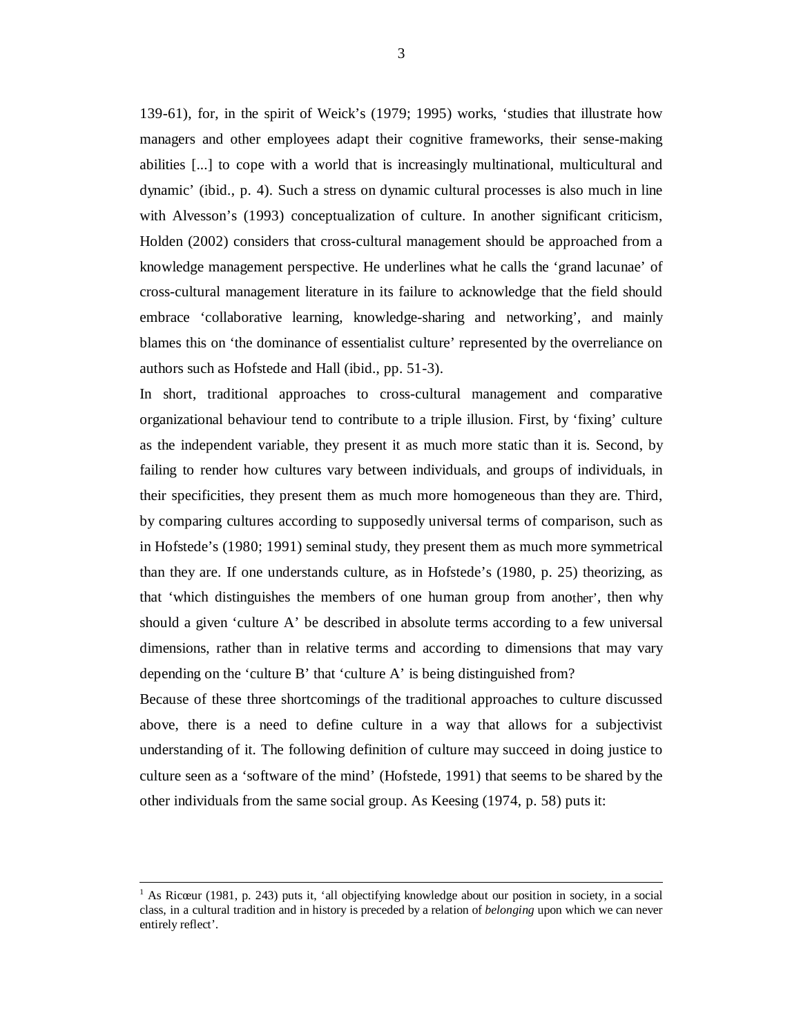139-61), for, in the spirit of Weick's (1979; 1995) works, 'studies that illustrate how managers and other employees adapt their cognitive frameworks, their sense-making abilities [...] to cope with a world that is increasingly multinational, multicultural and dynamic' (ibid., p. 4). Such a stress on dynamic cultural processes is also much in line with Alvesson's (1993) conceptualization of culture. In another significant criticism, Holden (2002) considers that cross-cultural management should be approached from a knowledge management perspective. He underlines what he calls the 'grand lacunae' of cross-cultural management literature in its failure to acknowledge that the field should embrace 'collaborative learning, knowledge-sharing and networking', and mainly blames this on 'the dominance of essentialist culture' represented by the overreliance on authors such as Hofstede and Hall (ibid., pp. 51-3).

In short, traditional approaches to cross-cultural management and comparative organizational behaviour tend to contribute to a triple illusion. First, by 'fixing' culture as the independent variable, they present it as much more static than it is. Second, by failing to render how cultures vary between individuals, and groups of individuals, in their specificities, they present them as much more homogeneous than they are. Third, by comparing cultures according to supposedly universal terms of comparison, such as in Hofstede's (1980; 1991) seminal study, they present them as much more symmetrical than they are. If one understands culture, as in Hofstede's (1980, p. 25) theorizing, as that 'which distinguishes the members of one human group from another', then why should a given 'culture A' be described in absolute terms according to a few universal dimensions, rather than in relative terms and according to dimensions that may vary depending on the 'culture B' that 'culture A' is being distinguished from?

Because of these three shortcomings of the traditional approaches to culture discussed above, there is a need to define culture in a way that allows for a subjectivist understanding of it. The following definition of culture may succeed in doing justice to culture seen as a 'software of the mind' (Hofstede, 1991) that seems to be shared by the other individuals from the same social group. As Keesing (1974, p. 58) puts it:

---

[1] As Ricœur (1981, p. 243) puts it, 'all objectifying knowledge about our position in society, in a social class, in a cultural tradition and in history is preceded by a relation of *belonging* upon which we can never entirely reflect'.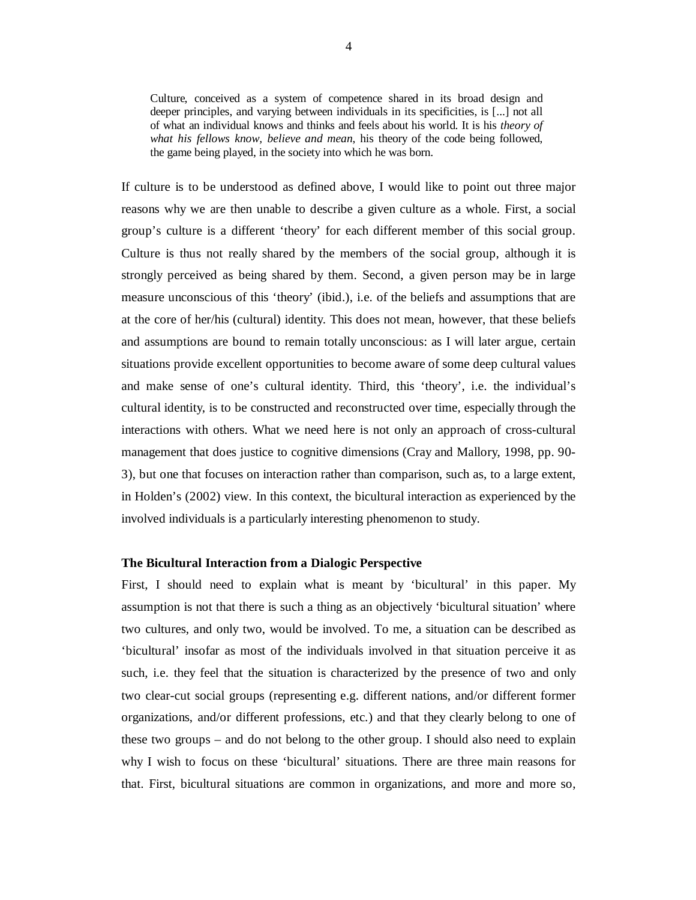> Culture, conceived as a system of competence shared in its broad design and deeper principles, and varying between individuals in its specificities, is [...] not all of what an individual knows and thinks and feels about his world. It is his *theory of what his fellows know, believe and mean*, his theory of the code being followed, the game being played, in the society into which he was born.

If culture is to be understood as defined above, I would like to point out three major reasons why we are then unable to describe a given culture as a whole. First, a social group's culture is a different 'theory' for each different member of this social group. Culture is thus not really shared by the members of the social group, although it is strongly perceived as being shared by them. Second, a given person may be in large measure unconscious of this 'theory' (ibid.), i.e. of the beliefs and assumptions that are at the core of her/his (cultural) identity. This does not mean, however, that these beliefs and assumptions are bound to remain totally unconscious: as I will later argue, certain situations provide excellent opportunities to become aware of some deep cultural values and make sense of one's cultural identity. Third, this 'theory', i.e. the individual's cultural identity, is to be constructed and reconstructed over time, especially through the interactions with others. What we need here is not only an approach of cross-cultural management that does justice to cognitive dimensions (Cray and Mallory, 1998, pp. 90-3), but one that focuses on interaction rather than comparison, such as, to a large extent, in Holden's (2002) view. In this context, the bicultural interaction as experienced by the involved individuals is a particularly interesting phenomenon to study.

**The Bicultural Interaction from a Dialogic Perspective**

First, I should need to explain what is meant by 'bicultural' in this paper. My assumption is not that there is such a thing as an objectively 'bicultural situation' where two cultures, and only two, would be involved. To me, a situation can be described as 'bicultural' insofar as most of the individuals involved in that situation perceive it as such, i.e. they feel that the situation is characterized by the presence of two and only two clear-cut social groups (representing e.g. different nations, and/or different former organizations, and/or different professions, etc.) and that they clearly belong to one of these two groups – and do not belong to the other group. I should also need to explain why I wish to focus on these 'bicultural' situations. There are three main reasons for that. First, bicultural situations are common in organizations, and more and more so,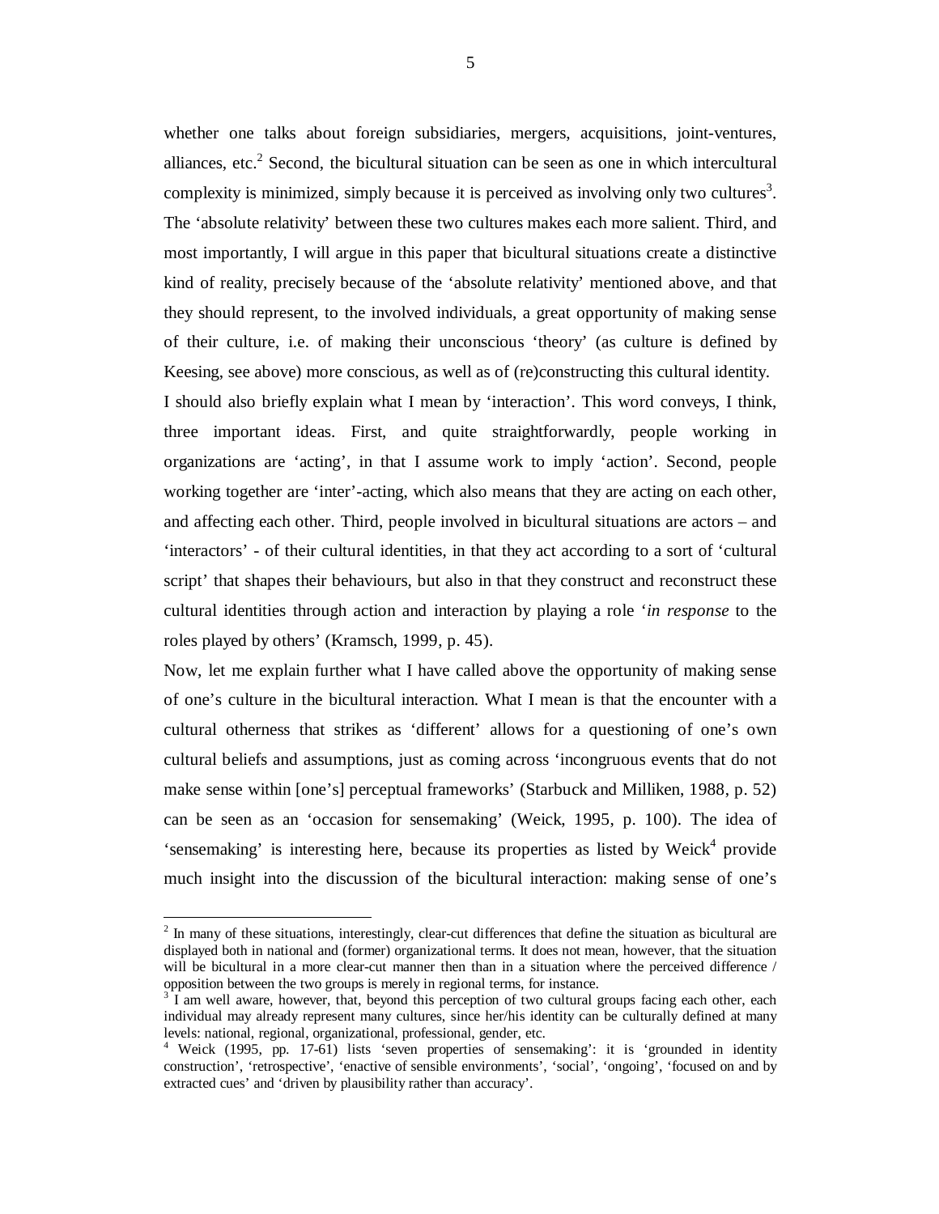whether one talks about foreign subsidiaries, mergers, acquisitions, joint-ventures, alliances, etc.[2] Second, the bicultural situation can be seen as one in which intercultural complexity is minimized, simply because it is perceived as involving only two cultures[3]. The 'absolute relativity' between these two cultures makes each more salient. Third, and most importantly, I will argue in this paper that bicultural situations create a distinctive kind of reality, precisely because of the 'absolute relativity' mentioned above, and that they should represent, to the involved individuals, a great opportunity of making sense of their culture, i.e. of making their unconscious 'theory' (as culture is defined by Keesing, see above) more conscious, as well as of (re)constructing this cultural identity.

I should also briefly explain what I mean by 'interaction'. This word conveys, I think, three important ideas. First, and quite straightforwardly, people working in organizations are 'acting', in that I assume work to imply 'action'. Second, people working together are 'inter'-acting, which also means that they are acting on each other, and affecting each other. Third, people involved in bicultural situations are actors – and 'interactors' - of their cultural identities, in that they act according to a sort of 'cultural script' that shapes their behaviours, but also in that they construct and reconstruct these cultural identities through action and interaction by playing a role '*in response* to the roles played by others' (Kramsch, 1999, p. 45).

Now, let me explain further what I have called above the opportunity of making sense of one's culture in the bicultural interaction. What I mean is that the encounter with a cultural otherness that strikes as 'different' allows for a questioning of one's own cultural beliefs and assumptions, just as coming across 'incongruous events that do not make sense within [one's] perceptual frameworks' (Starbuck and Milliken, 1988, p. 52) can be seen as an 'occasion for sensemaking' (Weick, 1995, p. 100). The idea of 'sensemaking' is interesting here, because its properties as listed by Weick[4] provide much insight into the discussion of the bicultural interaction: making sense of one's

---

[2] In many of these situations, interestingly, clear-cut differences that define the situation as bicultural are displayed both in national and (former) organizational terms. It does not mean, however, that the situation will be bicultural in a more clear-cut manner then than in a situation where the perceived difference / opposition between the two groups is merely in regional terms, for instance.

[3] I am well aware, however, that, beyond this perception of two cultural groups facing each other, each individual may already represent many cultures, since her/his identity can be culturally defined at many levels: national, regional, organizational, professional, gender, etc.

[4] Weick (1995, pp. 17-61) lists 'seven properties of sensemaking': it is 'grounded in identity construction', 'retrospective', 'enactive of sensible environments', 'social', 'ongoing', 'focused on and by extracted cues' and 'driven by plausibility rather than accuracy'.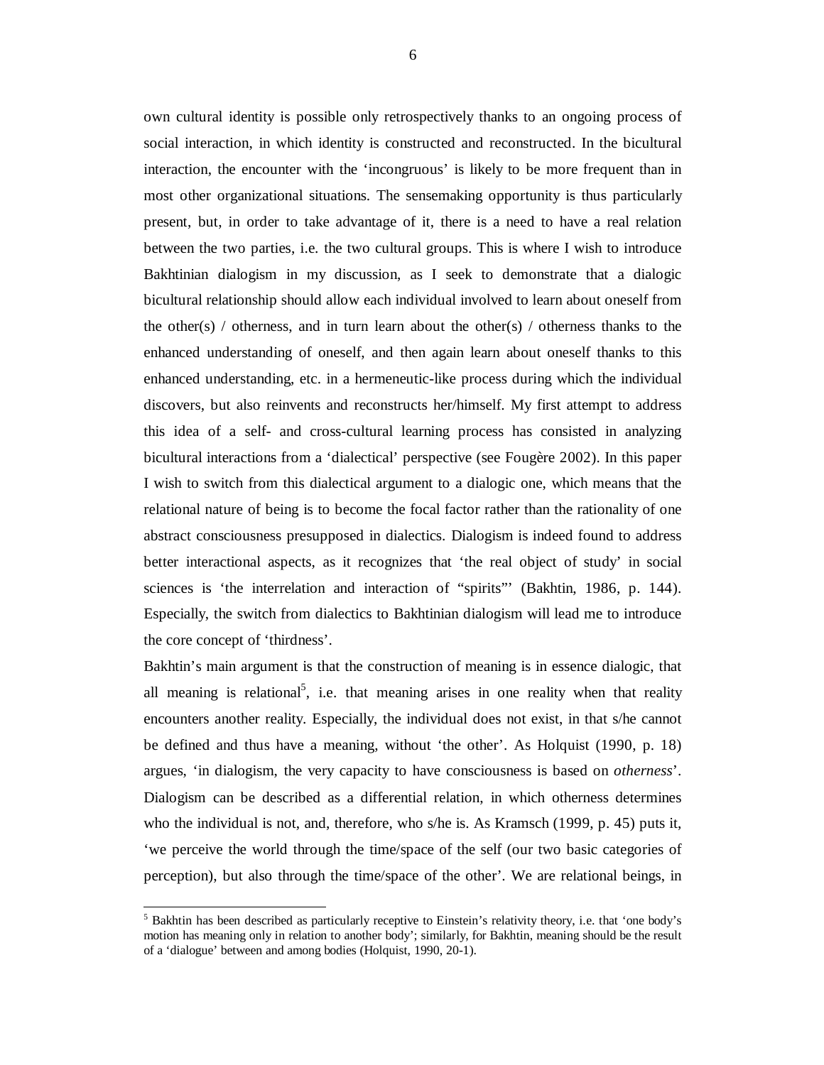own cultural identity is possible only retrospectively thanks to an ongoing process of social interaction, in which identity is constructed and reconstructed. In the bicultural interaction, the encounter with the 'incongruous' is likely to be more frequent than in most other organizational situations. The sensemaking opportunity is thus particularly present, but, in order to take advantage of it, there is a need to have a real relation between the two parties, i.e. the two cultural groups. This is where I wish to introduce Bakhtinian dialogism in my discussion, as I seek to demonstrate that a dialogic bicultural relationship should allow each individual involved to learn about oneself from the other(s) / otherness, and in turn learn about the other(s) / otherness thanks to the enhanced understanding of oneself, and then again learn about oneself thanks to this enhanced understanding, etc. in a hermeneutic-like process during which the individual discovers, but also reinvents and reconstructs her/himself. My first attempt to address this idea of a self- and cross-cultural learning process has consisted in analyzing bicultural interactions from a 'dialectical' perspective (see Fougère 2002). In this paper I wish to switch from this dialectical argument to a dialogic one, which means that the relational nature of being is to become the focal factor rather than the rationality of one abstract consciousness presupposed in dialectics. Dialogism is indeed found to address better interactional aspects, as it recognizes that 'the real object of study' in social sciences is 'the interrelation and interaction of "spirits"' (Bakhtin, 1986, p. 144). Especially, the switch from dialectics to Bakhtinian dialogism will lead me to introduce the core concept of 'thirdness'.

Bakhtin's main argument is that the construction of meaning is in essence dialogic, that all meaning is relational[5], i.e. that meaning arises in one reality when that reality encounters another reality. Especially, the individual does not exist, in that s/he cannot be defined and thus have a meaning, without 'the other'. As Holquist (1990, p. 18) argues, 'in dialogism, the very capacity to have consciousness is based on *otherness*'. Dialogism can be described as a differential relation, in which otherness determines who the individual is not, and, therefore, who s/he is. As Kramsch (1999, p. 45) puts it, 'we perceive the world through the time/space of the self (our two basic categories of perception), but also through the time/space of the other'. We are relational beings, in

[5] Bakhtin has been described as particularly receptive to Einstein's relativity theory, i.e. that 'one body's motion has meaning only in relation to another body'; similarly, for Bakhtin, meaning should be the result of a 'dialogue' between and among bodies (Holquist, 1990, 20-1).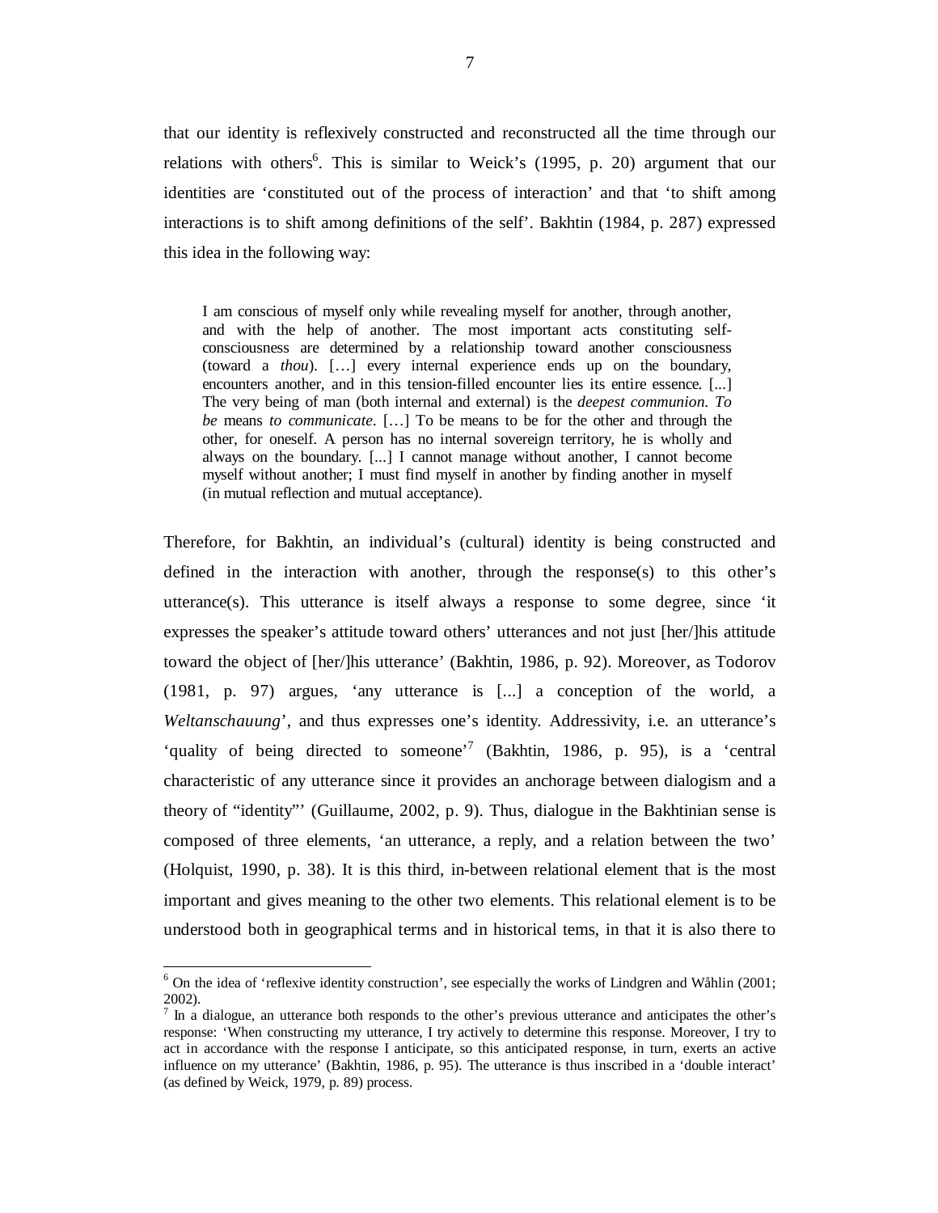that our identity is reflexively constructed and reconstructed all the time through our relations with others[6]. This is similar to Weick's (1995, p. 20) argument that our identities are 'constituted out of the process of interaction' and that 'to shift among interactions is to shift among definitions of the self'. Bakhtin (1984, p. 287) expressed this idea in the following way:

> I am conscious of myself only while revealing myself for another, through another, and with the help of another. The most important acts constituting self-consciousness are determined by a relationship toward another consciousness (toward a *thou*). […] every internal experience ends up on the boundary, encounters another, and in this tension-filled encounter lies its entire essence. [...] The very being of man (both internal and external) is the *deepest communion*. *To be* means *to communicate*. […] To be means to be for the other and through the other, for oneself. A person has no internal sovereign territory, he is wholly and always on the boundary. [...] I cannot manage without another, I cannot become myself without another; I must find myself in another by finding another in myself (in mutual reflection and mutual acceptance).

Therefore, for Bakhtin, an individual's (cultural) identity is being constructed and defined in the interaction with another, through the response(s) to this other's utterance(s). This utterance is itself always a response to some degree, since 'it expresses the speaker's attitude toward others' utterances and not just [her/]his attitude toward the object of [her/]his utterance' (Bakhtin, 1986, p. 92). Moreover, as Todorov (1981, p. 97) argues, 'any utterance is [...] a conception of the world, a *Weltanschauung*', and thus expresses one's identity. Addressivity, i.e. an utterance's 'quality of being directed to someone'[7] (Bakhtin, 1986, p. 95), is a 'central characteristic of any utterance since it provides an anchorage between dialogism and a theory of "identity"' (Guillaume, 2002, p. 9). Thus, dialogue in the Bakhtinian sense is composed of three elements, 'an utterance, a reply, and a relation between the two' (Holquist, 1990, p. 38). It is this third, in-between relational element that is the most important and gives meaning to the other two elements. This relational element is to be understood both in geographical terms and in historical tems, in that it is also there to

---

[6] On the idea of 'reflexive identity construction', see especially the works of Lindgren and Wåhlin (2001; 2002).

[7] In a dialogue, an utterance both responds to the other's previous utterance and anticipates the other's response: 'When constructing my utterance, I try actively to determine this response. Moreover, I try to act in accordance with the response I anticipate, so this anticipated response, in turn, exerts an active influence on my utterance' (Bakhtin, 1986, p. 95). The utterance is thus inscribed in a 'double interact' (as defined by Weick, 1979, p. 89) process.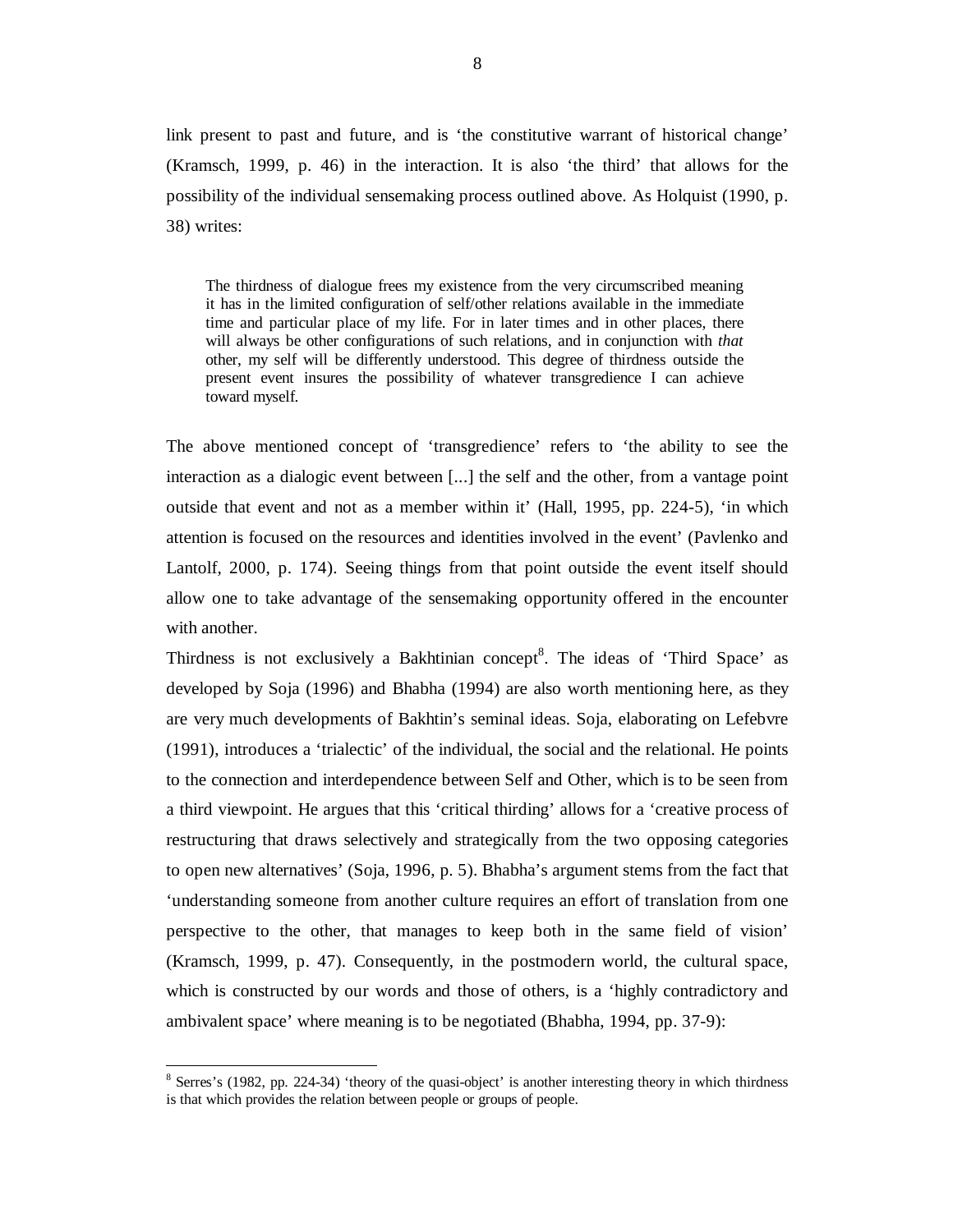link present to past and future, and is 'the constitutive warrant of historical change' (Kramsch, 1999, p. 46) in the interaction. It is also 'the third' that allows for the possibility of the individual sensemaking process outlined above. As Holquist (1990, p. 38) writes:

> The thirdness of dialogue frees my existence from the very circumscribed meaning it has in the limited configuration of self/other relations available in the immediate time and particular place of my life. For in later times and in other places, there will always be other configurations of such relations, and in conjunction with *that* other, my self will be differently understood. This degree of thirdness outside the present event insures the possibility of whatever transgredience I can achieve toward myself.

The above mentioned concept of 'transgredience' refers to 'the ability to see the interaction as a dialogic event between [...] the self and the other, from a vantage point outside that event and not as a member within it' (Hall, 1995, pp. 224-5), 'in which attention is focused on the resources and identities involved in the event' (Pavlenko and Lantolf, 2000, p. 174). Seeing things from that point outside the event itself should allow one to take advantage of the sensemaking opportunity offered in the encounter with another.

Thirdness is not exclusively a Bakhtinian concept[8]. The ideas of 'Third Space' as developed by Soja (1996) and Bhabha (1994) are also worth mentioning here, as they are very much developments of Bakhtin's seminal ideas. Soja, elaborating on Lefebvre (1991), introduces a 'trialectic' of the individual, the social and the relational. He points to the connection and interdependence between Self and Other, which is to be seen from a third viewpoint. He argues that this 'critical thirding' allows for a 'creative process of restructuring that draws selectively and strategically from the two opposing categories to open new alternatives' (Soja, 1996, p. 5). Bhabha's argument stems from the fact that 'understanding someone from another culture requires an effort of translation from one perspective to the other, that manages to keep both in the same field of vision' (Kramsch, 1999, p. 47). Consequently, in the postmodern world, the cultural space, which is constructed by our words and those of others, is a 'highly contradictory and ambivalent space' where meaning is to be negotiated (Bhabha, 1994, pp. 37-9):

[8] Serres's (1982, pp. 224-34) 'theory of the quasi-object' is another interesting theory in which thirdness is that which provides the relation between people or groups of people.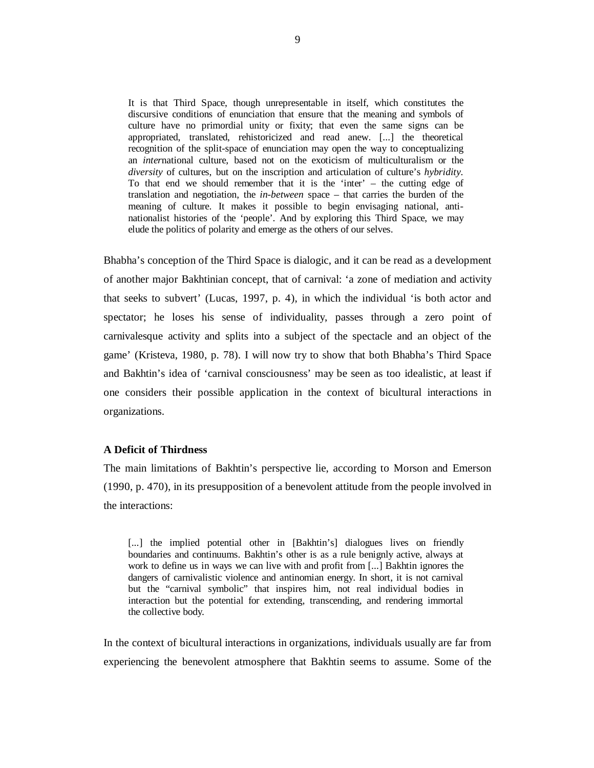> It is that Third Space, though unrepresentable in itself, which constitutes the discursive conditions of enunciation that ensure that the meaning and symbols of culture have no primordial unity or fixity; that even the same signs can be appropriated, translated, rehistoricized and read anew. [...] the theoretical recognition of the split-space of enunciation may open the way to conceptualizing an *inter*national culture, based not on the exoticism of multiculturalism or the *diversity* of cultures, but on the inscription and articulation of culture's *hybridity*. To that end we should remember that it is the 'inter' – the cutting edge of translation and negotiation, the *in-between* space – that carries the burden of the meaning of culture. It makes it possible to begin envisaging national, anti-nationalist histories of the 'people'. And by exploring this Third Space, we may elude the politics of polarity and emerge as the others of our selves.

Bhabha's conception of the Third Space is dialogic, and it can be read as a development of another major Bakhtinian concept, that of carnival: 'a zone of mediation and activity that seeks to subvert' (Lucas, 1997, p. 4), in which the individual 'is both actor and spectator; he loses his sense of individuality, passes through a zero point of carnivalesque activity and splits into a subject of the spectacle and an object of the game' (Kristeva, 1980, p. 78). I will now try to show that both Bhabha's Third Space and Bakhtin's idea of 'carnival consciousness' may be seen as too idealistic, at least if one considers their possible application in the context of bicultural interactions in organizations.

**A Deficit of Thirdness**

The main limitations of Bakhtin's perspective lie, according to Morson and Emerson (1990, p. 470), in its presupposition of a benevolent attitude from the people involved in the interactions:

> [...] the implied potential other in [Bakhtin's] dialogues lives on friendly boundaries and continuums. Bakhtin's other is as a rule benignly active, always at work to define us in ways we can live with and profit from [...] Bakhtin ignores the dangers of carnivalistic violence and antinomian energy. In short, it is not carnival but the "carnival symbolic" that inspires him, not real individual bodies in interaction but the potential for extending, transcending, and rendering immortal the collective body.

In the context of bicultural interactions in organizations, individuals usually are far from experiencing the benevolent atmosphere that Bakhtin seems to assume. Some of the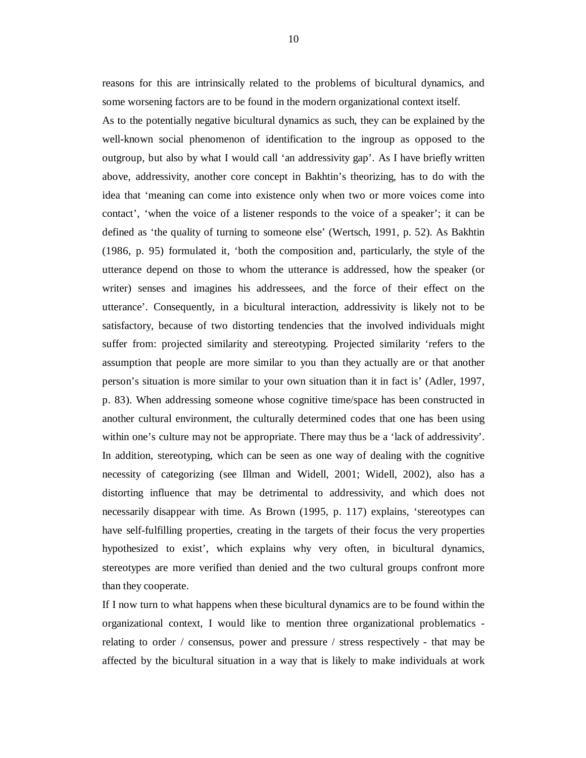reasons for this are intrinsically related to the problems of bicultural dynamics, and some worsening factors are to be found in the modern organizational context itself.

As to the potentially negative bicultural dynamics as such, they can be explained by the well-known social phenomenon of identification to the ingroup as opposed to the outgroup, but also by what I would call 'an addressivity gap'. As I have briefly written above, addressivity, another core concept in Bakhtin's theorizing, has to do with the idea that 'meaning can come into existence only when two or more voices come into contact', 'when the voice of a listener responds to the voice of a speaker'; it can be defined as 'the quality of turning to someone else' (Wertsch, 1991, p. 52). As Bakhtin (1986, p. 95) formulated it, 'both the composition and, particularly, the style of the utterance depend on those to whom the utterance is addressed, how the speaker (or writer) senses and imagines his addressees, and the force of their effect on the utterance'. Consequently, in a bicultural interaction, addressivity is likely not to be satisfactory, because of two distorting tendencies that the involved individuals might suffer from: projected similarity and stereotyping. Projected similarity 'refers to the assumption that people are more similar to you than they actually are or that another person's situation is more similar to your own situation than it in fact is' (Adler, 1997, p. 83). When addressing someone whose cognitive time/space has been constructed in another cultural environment, the culturally determined codes that one has been using within one's culture may not be appropriate. There may thus be a 'lack of addressivity'. In addition, stereotyping, which can be seen as one way of dealing with the cognitive necessity of categorizing (see Illman and Widell, 2001; Widell, 2002), also has a distorting influence that may be detrimental to addressivity, and which does not necessarily disappear with time. As Brown (1995, p. 117) explains, 'stereotypes can have self-fulfilling properties, creating in the targets of their focus the very properties hypothesized to exist', which explains why very often, in bicultural dynamics, stereotypes are more verified than denied and the two cultural groups confront more than they cooperate.

If I now turn to what happens when these bicultural dynamics are to be found within the organizational context, I would like to mention three organizational problematics - relating to order / consensus, power and pressure / stress respectively - that may be affected by the bicultural situation in a way that is likely to make individuals at work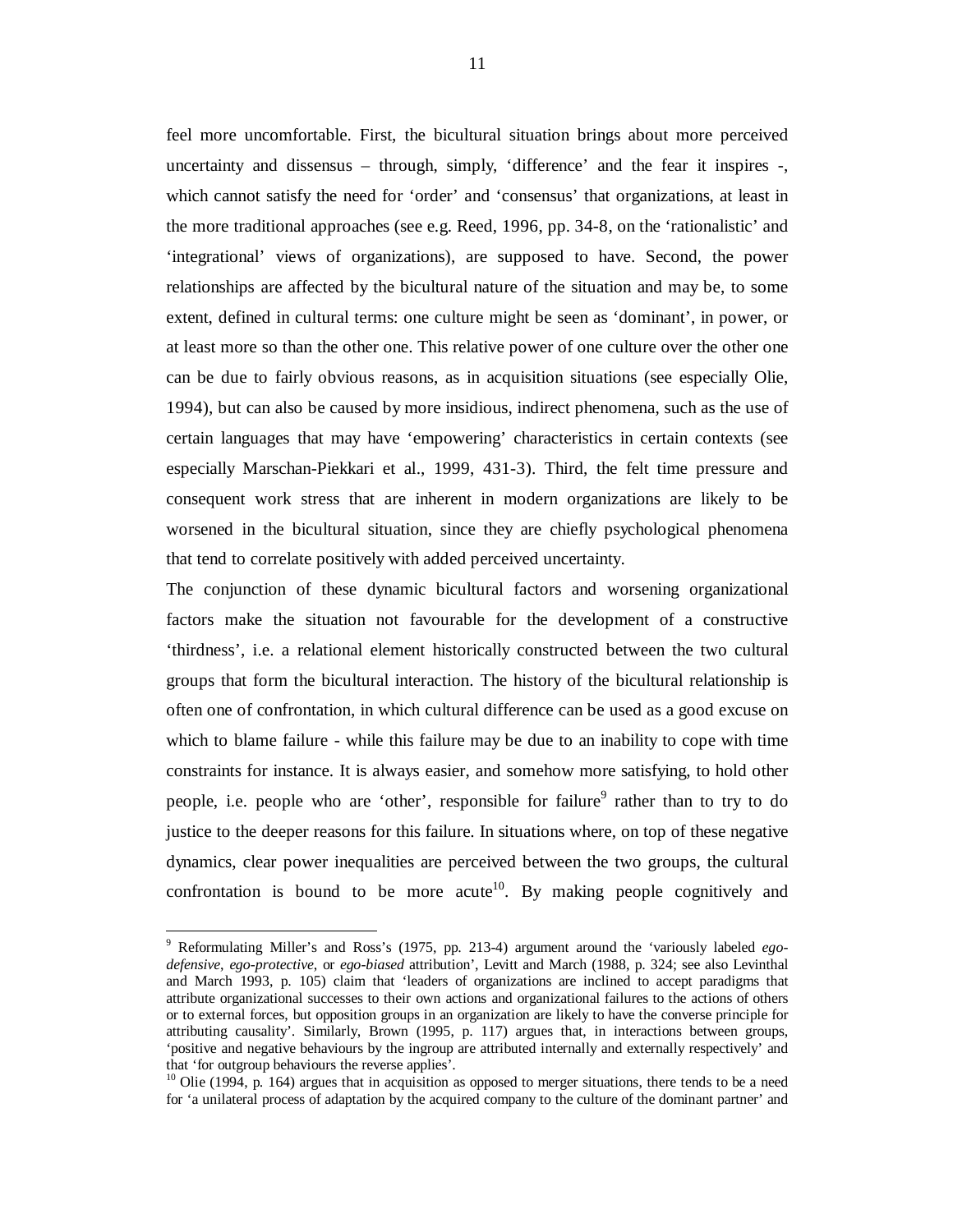feel more uncomfortable. First, the bicultural situation brings about more perceived uncertainty and dissensus – through, simply, 'difference' and the fear it inspires -, which cannot satisfy the need for 'order' and 'consensus' that organizations, at least in the more traditional approaches (see e.g. Reed, 1996, pp. 34-8, on the 'rationalistic' and 'integrational' views of organizations), are supposed to have. Second, the power relationships are affected by the bicultural nature of the situation and may be, to some extent, defined in cultural terms: one culture might be seen as 'dominant', in power, or at least more so than the other one. This relative power of one culture over the other one can be due to fairly obvious reasons, as in acquisition situations (see especially Olie, 1994), but can also be caused by more insidious, indirect phenomena, such as the use of certain languages that may have 'empowering' characteristics in certain contexts (see especially Marschan-Piekkari et al., 1999, 431-3). Third, the felt time pressure and consequent work stress that are inherent in modern organizations are likely to be worsened in the bicultural situation, since they are chiefly psychological phenomena that tend to correlate positively with added perceived uncertainty.

The conjunction of these dynamic bicultural factors and worsening organizational factors make the situation not favourable for the development of a constructive 'thirdness', i.e. a relational element historically constructed between the two cultural groups that form the bicultural interaction. The history of the bicultural relationship is often one of confrontation, in which cultural difference can be used as a good excuse on which to blame failure - while this failure may be due to an inability to cope with time constraints for instance. It is always easier, and somehow more satisfying, to hold other people, i.e. people who are 'other', responsible for failure[9] rather than to try to do justice to the deeper reasons for this failure. In situations where, on top of these negative dynamics, clear power inequalities are perceived between the two groups, the cultural confrontation is bound to be more acute[10]. By making people cognitively and

[9] Reformulating Miller's and Ross's (1975, pp. 213-4) argument around the 'variously labeled *ego-defensive*, *ego-protective*, or *ego-biased* attribution', Levitt and March (1988, p. 324; see also Levinthal and March 1993, p. 105) claim that 'leaders of organizations are inclined to accept paradigms that attribute organizational successes to their own actions and organizational failures to the actions of others or to external forces, but opposition groups in an organization are likely to have the converse principle for attributing causality'. Similarly, Brown (1995, p. 117) argues that, in interactions between groups, 'positive and negative behaviours by the ingroup are attributed internally and externally respectively' and that 'for outgroup behaviours the reverse applies'.

[10] Olie (1994, p. 164) argues that in acquisition as opposed to merger situations, there tends to be a need for 'a unilateral process of adaptation by the acquired company to the culture of the dominant partner' and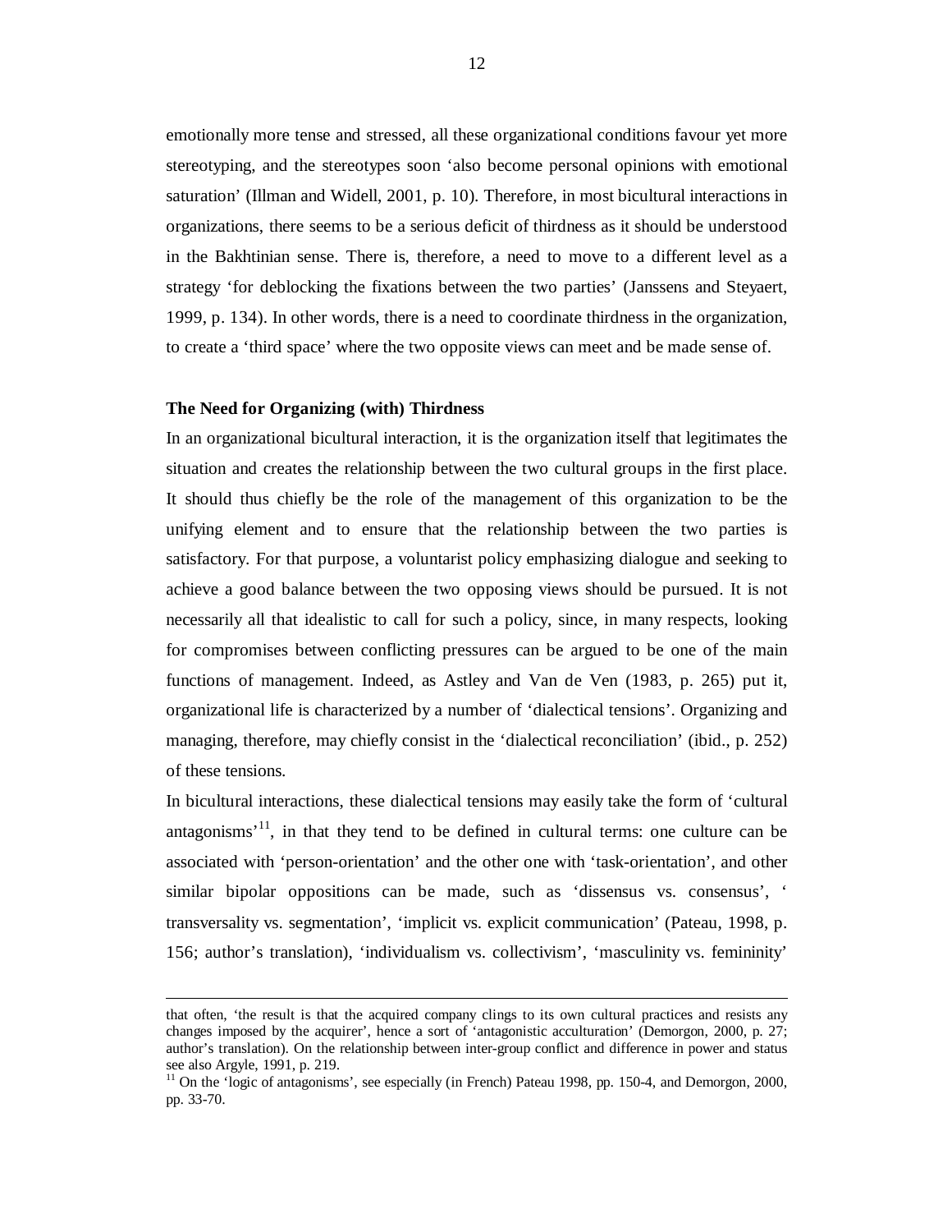emotionally more tense and stressed, all these organizational conditions favour yet more stereotyping, and the stereotypes soon 'also become personal opinions with emotional saturation' (Illman and Widell, 2001, p. 10). Therefore, in most bicultural interactions in organizations, there seems to be a serious deficit of thirdness as it should be understood in the Bakhtinian sense. There is, therefore, a need to move to a different level as a strategy 'for deblocking the fixations between the two parties' (Janssens and Steyaert, 1999, p. 134). In other words, there is a need to coordinate thirdness in the organization, to create a 'third space' where the two opposite views can meet and be made sense of.

**The Need for Organizing (with) Thirdness**

In an organizational bicultural interaction, it is the organization itself that legitimates the situation and creates the relationship between the two cultural groups in the first place. It should thus chiefly be the role of the management of this organization to be the unifying element and to ensure that the relationship between the two parties is satisfactory. For that purpose, a voluntarist policy emphasizing dialogue and seeking to achieve a good balance between the two opposing views should be pursued. It is not necessarily all that idealistic to call for such a policy, since, in many respects, looking for compromises between conflicting pressures can be argued to be one of the main functions of management. Indeed, as Astley and Van de Ven (1983, p. 265) put it, organizational life is characterized by a number of 'dialectical tensions'. Organizing and managing, therefore, may chiefly consist in the 'dialectical reconciliation' (ibid., p. 252) of these tensions.

In bicultural interactions, these dialectical tensions may easily take the form of 'cultural antagonisms'[11], in that they tend to be defined in cultural terms: one culture can be associated with 'person-orientation' and the other one with 'task-orientation', and other similar bipolar oppositions can be made, such as 'dissensus vs. consensus', ' transversality vs. segmentation', 'implicit vs. explicit communication' (Pateau, 1998, p. 156; author's translation), 'individualism vs. collectivism', 'masculinity vs. femininity'

---

that often, 'the result is that the acquired company clings to its own cultural practices and resists any changes imposed by the acquirer', hence a sort of 'antagonistic acculturation' (Demorgon, 2000, p. 27; author's translation). On the relationship between inter-group conflict and difference in power and status see also Argyle, 1991, p. 219.

[11] On the 'logic of antagonisms', see especially (in French) Pateau 1998, pp. 150-4, and Demorgon, 2000, pp. 33-70.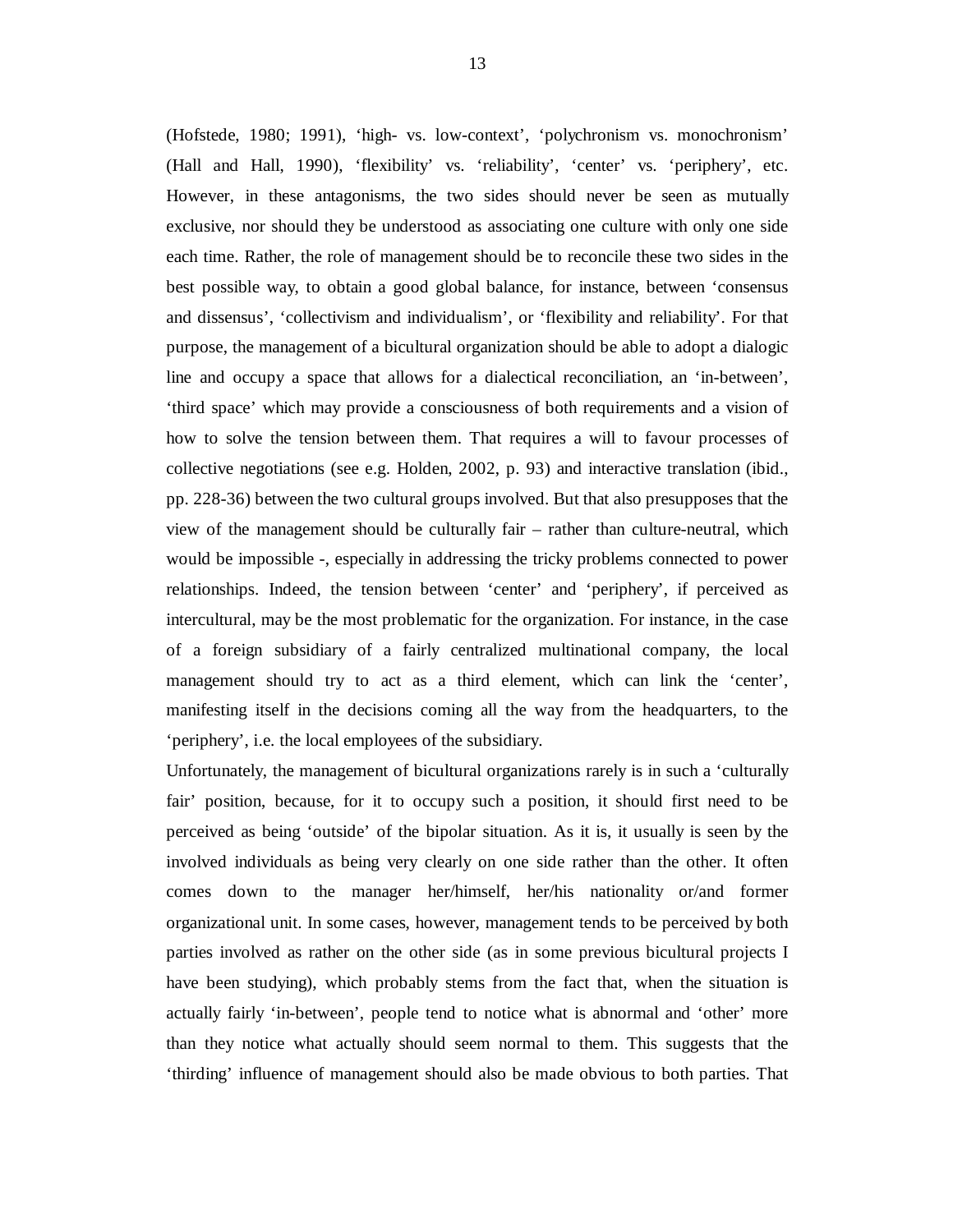(Hofstede, 1980; 1991), 'high- vs. low-context', 'polychronism vs. monochronism' (Hall and Hall, 1990), 'flexibility' vs. 'reliability', 'center' vs. 'periphery', etc. However, in these antagonisms, the two sides should never be seen as mutually exclusive, nor should they be understood as associating one culture with only one side each time. Rather, the role of management should be to reconcile these two sides in the best possible way, to obtain a good global balance, for instance, between 'consensus and dissensus', 'collectivism and individualism', or 'flexibility and reliability'. For that purpose, the management of a bicultural organization should be able to adopt a dialogic line and occupy a space that allows for a dialectical reconciliation, an 'in-between', 'third space' which may provide a consciousness of both requirements and a vision of how to solve the tension between them. That requires a will to favour processes of collective negotiations (see e.g. Holden, 2002, p. 93) and interactive translation (ibid., pp. 228-36) between the two cultural groups involved. But that also presupposes that the view of the management should be culturally fair – rather than culture-neutral, which would be impossible -, especially in addressing the tricky problems connected to power relationships. Indeed, the tension between 'center' and 'periphery', if perceived as intercultural, may be the most problematic for the organization. For instance, in the case of a foreign subsidiary of a fairly centralized multinational company, the local management should try to act as a third element, which can link the 'center', manifesting itself in the decisions coming all the way from the headquarters, to the 'periphery', i.e. the local employees of the subsidiary.

Unfortunately, the management of bicultural organizations rarely is in such a 'culturally fair' position, because, for it to occupy such a position, it should first need to be perceived as being 'outside' of the bipolar situation. As it is, it usually is seen by the involved individuals as being very clearly on one side rather than the other. It often comes down to the manager her/himself, her/his nationality or/and former organizational unit. In some cases, however, management tends to be perceived by both parties involved as rather on the other side (as in some previous bicultural projects I have been studying), which probably stems from the fact that, when the situation is actually fairly 'in-between', people tend to notice what is abnormal and 'other' more than they notice what actually should seem normal to them. This suggests that the 'thirding' influence of management should also be made obvious to both parties. That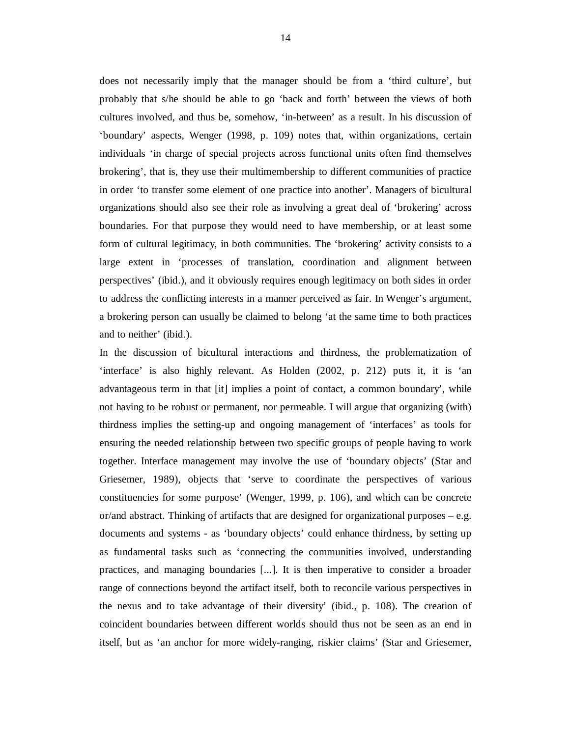does not necessarily imply that the manager should be from a 'third culture', but probably that s/he should be able to go 'back and forth' between the views of both cultures involved, and thus be, somehow, 'in-between' as a result. In his discussion of 'boundary' aspects, Wenger (1998, p. 109) notes that, within organizations, certain individuals 'in charge of special projects across functional units often find themselves brokering', that is, they use their multimembership to different communities of practice in order 'to transfer some element of one practice into another'. Managers of bicultural organizations should also see their role as involving a great deal of 'brokering' across boundaries. For that purpose they would need to have membership, or at least some form of cultural legitimacy, in both communities. The 'brokering' activity consists to a large extent in 'processes of translation, coordination and alignment between perspectives' (ibid.), and it obviously requires enough legitimacy on both sides in order to address the conflicting interests in a manner perceived as fair. In Wenger's argument, a brokering person can usually be claimed to belong 'at the same time to both practices and to neither' (ibid.).

In the discussion of bicultural interactions and thirdness, the problematization of 'interface' is also highly relevant. As Holden (2002, p. 212) puts it, it is 'an advantageous term in that [it] implies a point of contact, a common boundary', while not having to be robust or permanent, nor permeable. I will argue that organizing (with) thirdness implies the setting-up and ongoing management of 'interfaces' as tools for ensuring the needed relationship between two specific groups of people having to work together. Interface management may involve the use of 'boundary objects' (Star and Griesemer, 1989), objects that 'serve to coordinate the perspectives of various constituencies for some purpose' (Wenger, 1999, p. 106), and which can be concrete or/and abstract. Thinking of artifacts that are designed for organizational purposes – e.g. documents and systems - as 'boundary objects' could enhance thirdness, by setting up as fundamental tasks such as 'connecting the communities involved, understanding practices, and managing boundaries [...]. It is then imperative to consider a broader range of connections beyond the artifact itself, both to reconcile various perspectives in the nexus and to take advantage of their diversity' (ibid., p. 108). The creation of coincident boundaries between different worlds should thus not be seen as an end in itself, but as 'an anchor for more widely-ranging, riskier claims' (Star and Griesemer,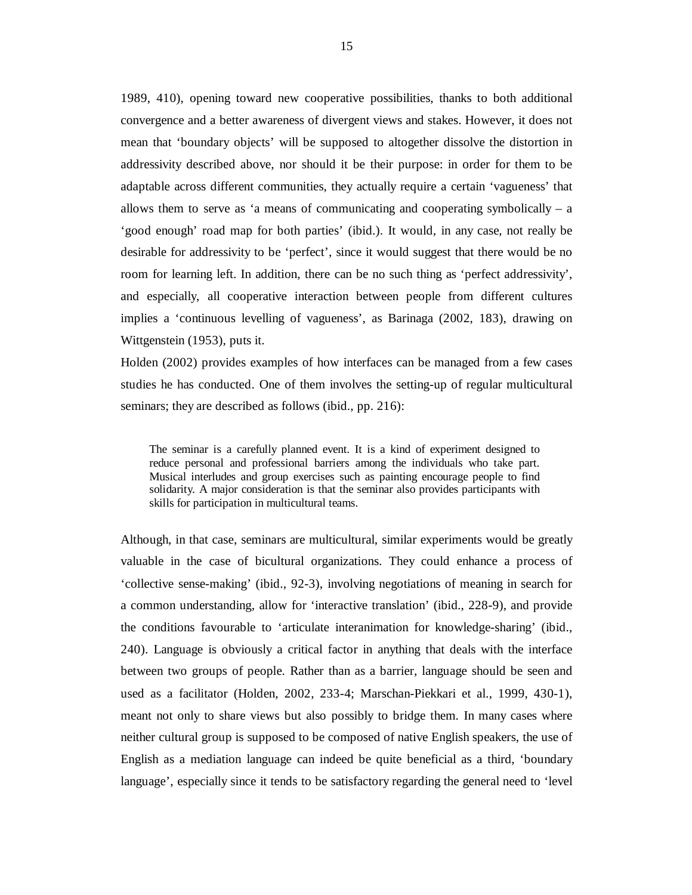1989, 410), opening toward new cooperative possibilities, thanks to both additional convergence and a better awareness of divergent views and stakes. However, it does not mean that 'boundary objects' will be supposed to altogether dissolve the distortion in addressivity described above, nor should it be their purpose: in order for them to be adaptable across different communities, they actually require a certain 'vagueness' that allows them to serve as 'a means of communicating and cooperating symbolically – a 'good enough' road map for both parties' (ibid.). It would, in any case, not really be desirable for addressivity to be 'perfect', since it would suggest that there would be no room for learning left. In addition, there can be no such thing as 'perfect addressivity', and especially, all cooperative interaction between people from different cultures implies a 'continuous levelling of vagueness', as Barinaga (2002, 183), drawing on Wittgenstein (1953), puts it.

Holden (2002) provides examples of how interfaces can be managed from a few cases studies he has conducted. One of them involves the setting-up of regular multicultural seminars; they are described as follows (ibid., pp. 216):

> The seminar is a carefully planned event. It is a kind of experiment designed to reduce personal and professional barriers among the individuals who take part. Musical interludes and group exercises such as painting encourage people to find solidarity. A major consideration is that the seminar also provides participants with skills for participation in multicultural teams.

Although, in that case, seminars are multicultural, similar experiments would be greatly valuable in the case of bicultural organizations. They could enhance a process of 'collective sense-making' (ibid., 92-3), involving negotiations of meaning in search for a common understanding, allow for 'interactive translation' (ibid., 228-9), and provide the conditions favourable to 'articulate interanimation for knowledge-sharing' (ibid., 240). Language is obviously a critical factor in anything that deals with the interface between two groups of people. Rather than as a barrier, language should be seen and used as a facilitator (Holden, 2002, 233-4; Marschan-Piekkari et al., 1999, 430-1), meant not only to share views but also possibly to bridge them. In many cases where neither cultural group is supposed to be composed of native English speakers, the use of English as a mediation language can indeed be quite beneficial as a third, 'boundary language', especially since it tends to be satisfactory regarding the general need to 'level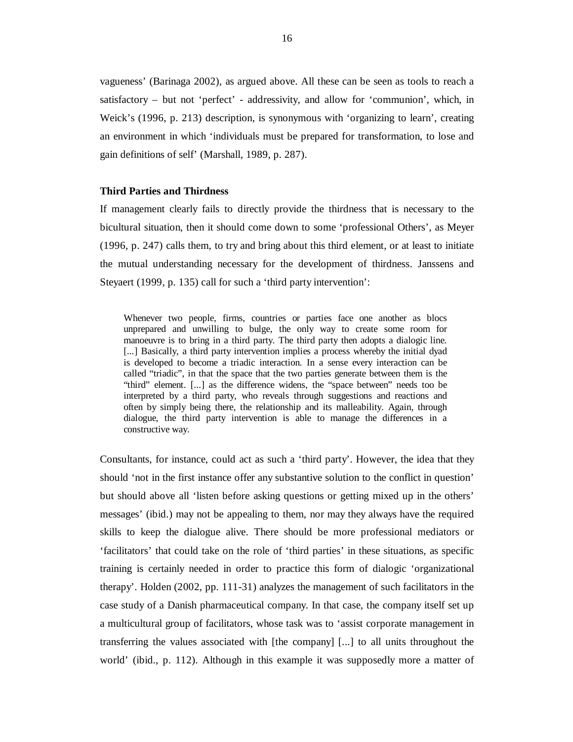vagueness' (Barinaga 2002), as argued above. All these can be seen as tools to reach a satisfactory – but not 'perfect' - addressivity, and allow for 'communion', which, in Weick's (1996, p. 213) description, is synonymous with 'organizing to learn', creating an environment in which 'individuals must be prepared for transformation, to lose and gain definitions of self' (Marshall, 1989, p. 287).

**Third Parties and Thirdness**

If management clearly fails to directly provide the thirdness that is necessary to the bicultural situation, then it should come down to some 'professional Others', as Meyer (1996, p. 247) calls them, to try and bring about this third element, or at least to initiate the mutual understanding necessary for the development of thirdness. Janssens and Steyaert (1999, p. 135) call for such a 'third party intervention':

> Whenever two people, firms, countries or parties face one another as blocs unprepared and unwilling to bulge, the only way to create some room for manoeuvre is to bring in a third party. The third party then adopts a dialogic line. [...] Basically, a third party intervention implies a process whereby the initial dyad is developed to become a triadic interaction. In a sense every interaction can be called "triadic", in that the space that the two parties generate between them is the "third" element. [...] as the difference widens, the "space between" needs too be interpreted by a third party, who reveals through suggestions and reactions and often by simply being there, the relationship and its malleability. Again, through dialogue, the third party intervention is able to manage the differences in a constructive way.

Consultants, for instance, could act as such a 'third party'. However, the idea that they should 'not in the first instance offer any substantive solution to the conflict in question' but should above all 'listen before asking questions or getting mixed up in the others' messages' (ibid.) may not be appealing to them, nor may they always have the required skills to keep the dialogue alive. There should be more professional mediators or 'facilitators' that could take on the role of 'third parties' in these situations, as specific training is certainly needed in order to practice this form of dialogic 'organizational therapy'. Holden (2002, pp. 111-31) analyzes the management of such facilitators in the case study of a Danish pharmaceutical company. In that case, the company itself set up a multicultural group of facilitators, whose task was to 'assist corporate management in transferring the values associated with [the company] [...] to all units throughout the world' (ibid., p. 112). Although in this example it was supposedly more a matter of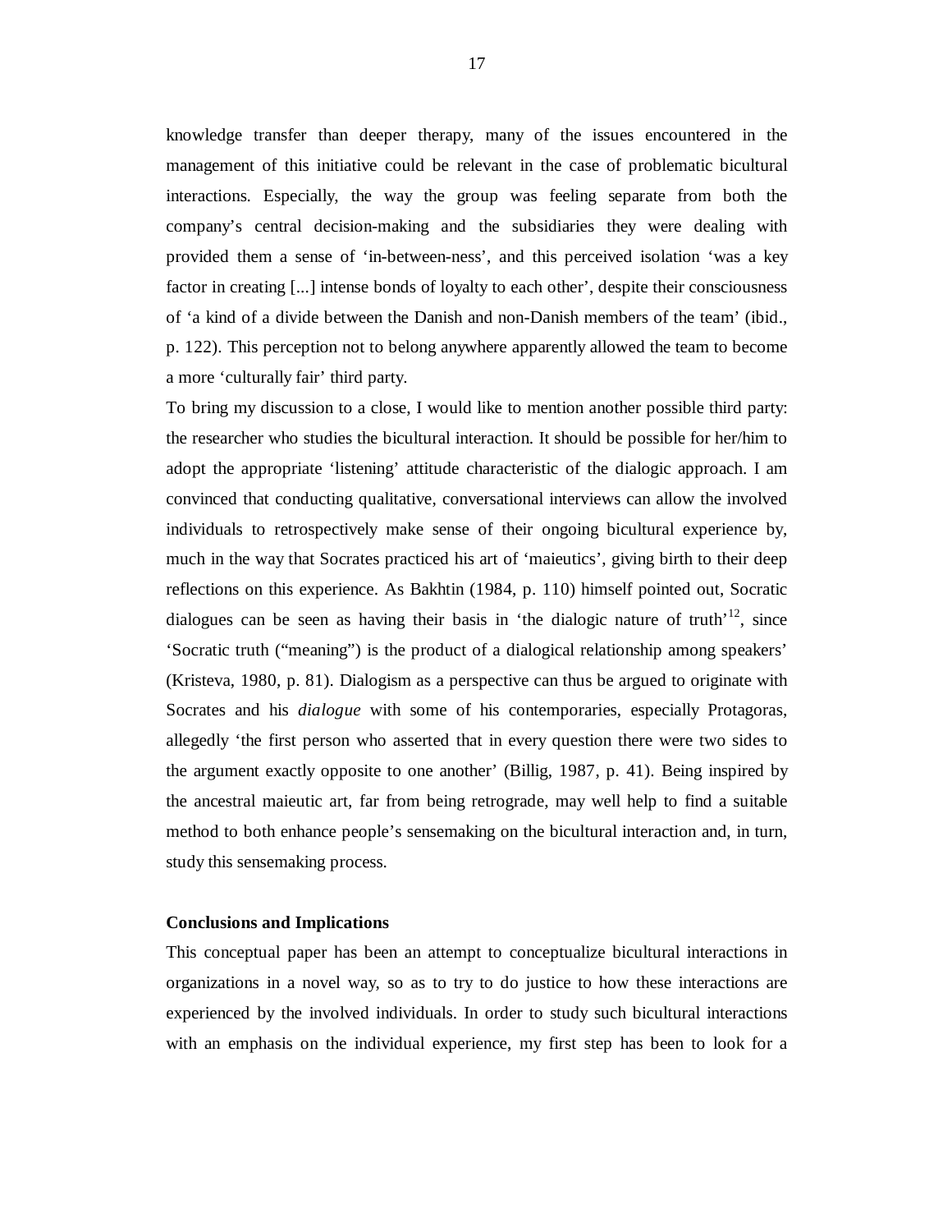knowledge transfer than deeper therapy, many of the issues encountered in the management of this initiative could be relevant in the case of problematic bicultural interactions. Especially, the way the group was feeling separate from both the company's central decision-making and the subsidiaries they were dealing with provided them a sense of 'in-between-ness', and this perceived isolation 'was a key factor in creating [...] intense bonds of loyalty to each other', despite their consciousness of 'a kind of a divide between the Danish and non-Danish members of the team' (ibid., p. 122). This perception not to belong anywhere apparently allowed the team to become a more 'culturally fair' third party.

To bring my discussion to a close, I would like to mention another possible third party: the researcher who studies the bicultural interaction. It should be possible for her/him to adopt the appropriate 'listening' attitude characteristic of the dialogic approach. I am convinced that conducting qualitative, conversational interviews can allow the involved individuals to retrospectively make sense of their ongoing bicultural experience by, much in the way that Socrates practiced his art of 'maieutics', giving birth to their deep reflections on this experience. As Bakhtin (1984, p. 110) himself pointed out, Socratic dialogues can be seen as having their basis in 'the dialogic nature of truth'[12], since 'Socratic truth ("meaning") is the product of a dialogical relationship among speakers' (Kristeva, 1980, p. 81). Dialogism as a perspective can thus be argued to originate with Socrates and his *dialogue* with some of his contemporaries, especially Protagoras, allegedly 'the first person who asserted that in every question there were two sides to the argument exactly opposite to one another' (Billig, 1987, p. 41). Being inspired by the ancestral maieutic art, far from being retrograde, may well help to find a suitable method to both enhance people's sensemaking on the bicultural interaction and, in turn, study this sensemaking process.

**Conclusions and Implications**

This conceptual paper has been an attempt to conceptualize bicultural interactions in organizations in a novel way, so as to try to do justice to how these interactions are experienced by the involved individuals. In order to study such bicultural interactions with an emphasis on the individual experience, my first step has been to look for a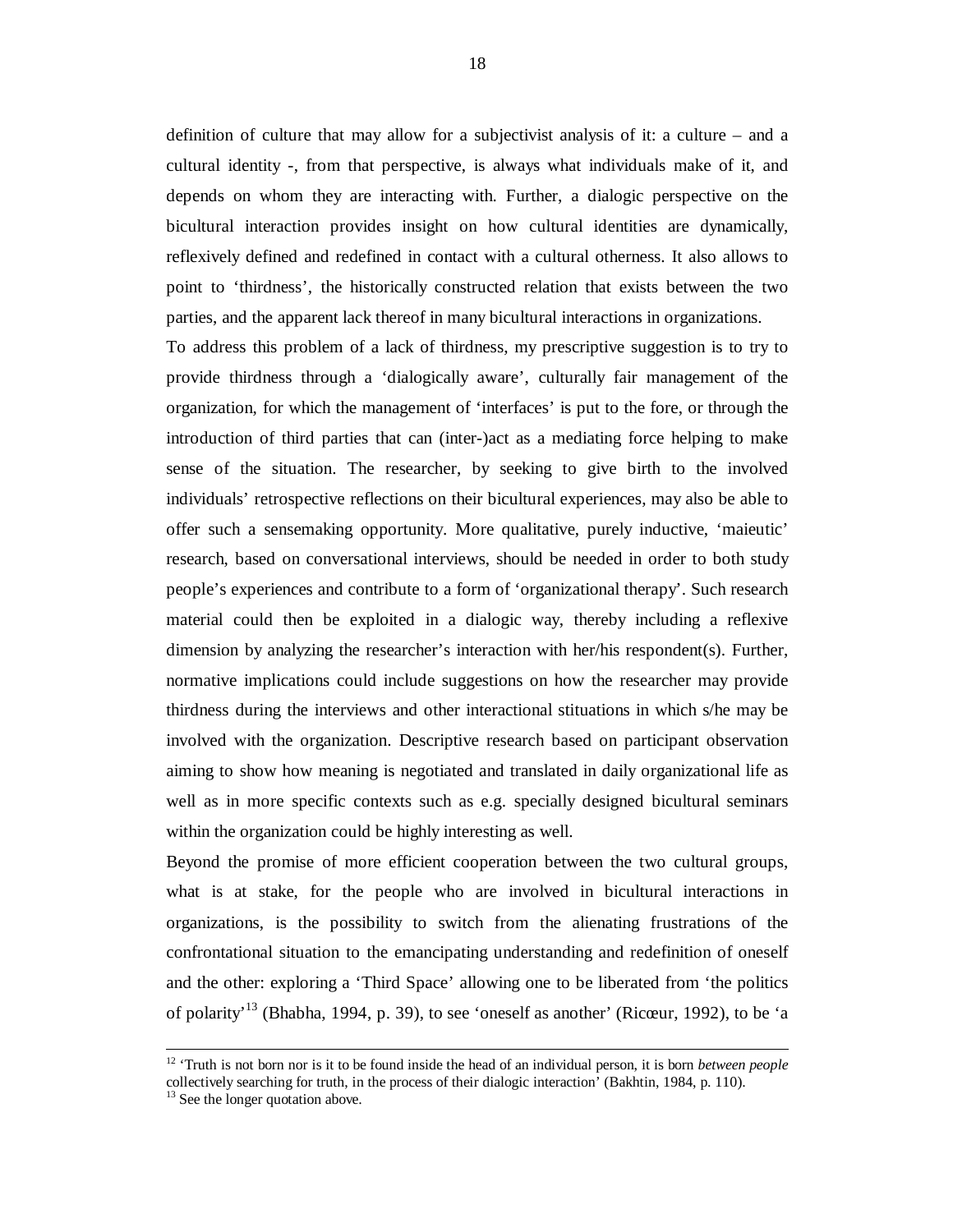definition of culture that may allow for a subjectivist analysis of it: a culture – and a cultural identity -, from that perspective, is always what individuals make of it, and depends on whom they are interacting with. Further, a dialogic perspective on the bicultural interaction provides insight on how cultural identities are dynamically, reflexively defined and redefined in contact with a cultural otherness. It also allows to point to 'thirdness', the historically constructed relation that exists between the two parties, and the apparent lack thereof in many bicultural interactions in organizations.

To address this problem of a lack of thirdness, my prescriptive suggestion is to try to provide thirdness through a 'dialogically aware', culturally fair management of the organization, for which the management of 'interfaces' is put to the fore, or through the introduction of third parties that can (inter-)act as a mediating force helping to make sense of the situation. The researcher, by seeking to give birth to the involved individuals' retrospective reflections on their bicultural experiences, may also be able to offer such a sensemaking opportunity. More qualitative, purely inductive, 'maieutic' research, based on conversational interviews, should be needed in order to both study people's experiences and contribute to a form of 'organizational therapy'. Such research material could then be exploited in a dialogic way, thereby including a reflexive dimension by analyzing the researcher's interaction with her/his respondent(s). Further, normative implications could include suggestions on how the researcher may provide thirdness during the interviews and other interactional stituations in which s/he may be involved with the organization. Descriptive research based on participant observation aiming to show how meaning is negotiated and translated in daily organizational life as well as in more specific contexts such as e.g. specially designed bicultural seminars within the organization could be highly interesting as well.

Beyond the promise of more efficient cooperation between the two cultural groups, what is at stake, for the people who are involved in bicultural interactions in organizations, is the possibility to switch from the alienating frustrations of the confrontational situation to the emancipating understanding and redefinition of oneself and the other: exploring a 'Third Space' allowing one to be liberated from 'the politics of polarity'[13] (Bhabha, 1994, p. 39), to see 'oneself as another' (Ricœur, 1992), to be 'a

---

[12] 'Truth is not born nor is it to be found inside the head of an individual person, it is born *between people* collectively searching for truth, in the process of their dialogic interaction' (Bakhtin, 1984, p. 110).

[13] See the longer quotation above.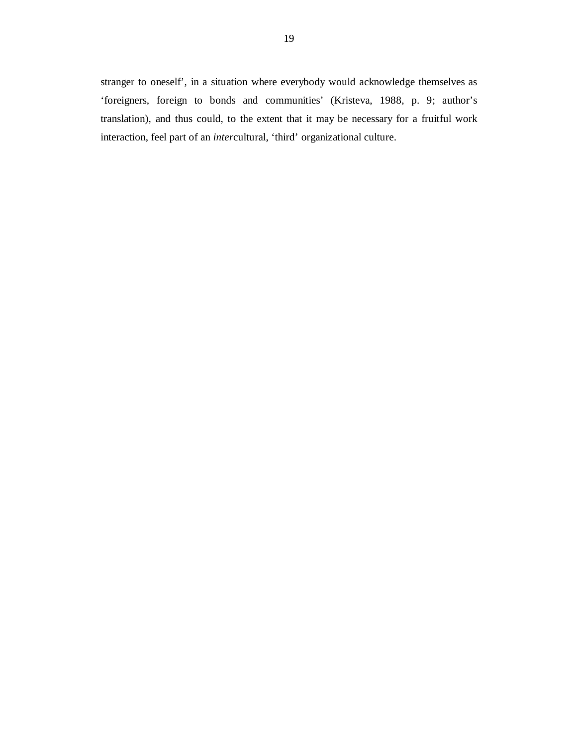stranger to oneself', in a situation where everybody would acknowledge themselves as 'foreigners, foreign to bonds and communities' (Kristeva, 1988, p. 9; author's translation), and thus could, to the extent that it may be necessary for a fruitful work interaction, feel part of an *inter*cultural, 'third' organizational culture.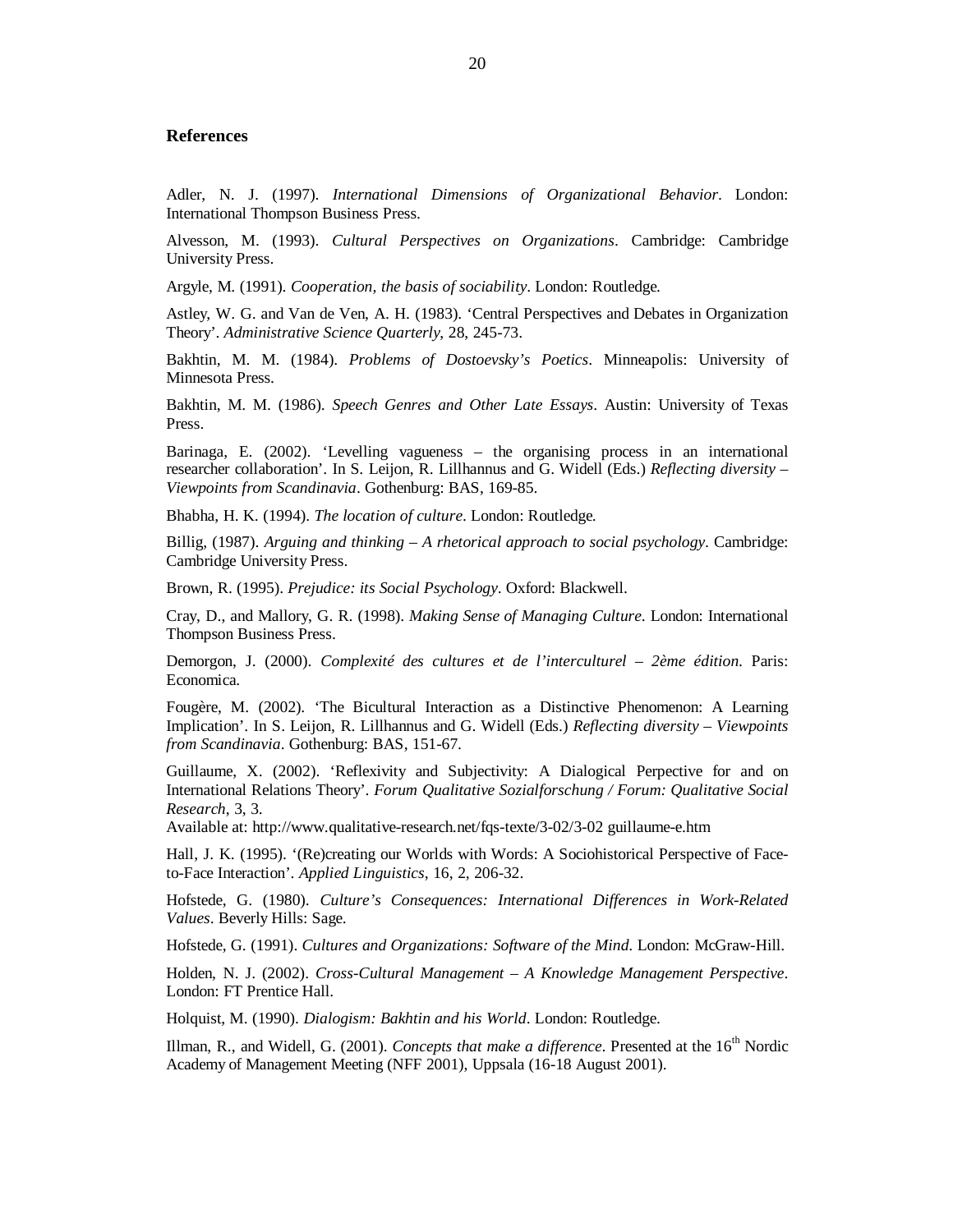## References

Adler, N. J. (1997). *International Dimensions of Organizational Behavior*. London: International Thompson Business Press.

Alvesson, M. (1993). *Cultural Perspectives on Organizations*. Cambridge: Cambridge University Press.

Argyle, M. (1991). *Cooperation, the basis of sociability*. London: Routledge.

Astley, W. G. and Van de Ven, A. H. (1983). 'Central Perspectives and Debates in Organization Theory'. *Administrative Science Quarterly*, 28, 245-73.

Bakhtin, M. M. (1984). *Problems of Dostoevsky's Poetics*. Minneapolis: University of Minnesota Press.

Bakhtin, M. M. (1986). *Speech Genres and Other Late Essays*. Austin: University of Texas Press.

Barinaga, E. (2002). 'Levelling vagueness – the organising process in an international researcher collaboration'. In S. Leijon, R. Lillhannus and G. Widell (Eds.) *Reflecting diversity – Viewpoints from Scandinavia*. Gothenburg: BAS, 169-85.

Bhabha, H. K. (1994). *The location of culture*. London: Routledge.

Billig, (1987). *Arguing and thinking – A rhetorical approach to social psychology*. Cambridge: Cambridge University Press.

Brown, R. (1995). *Prejudice: its Social Psychology*. Oxford: Blackwell.

Cray, D., and Mallory, G. R. (1998). *Making Sense of Managing Culture*. London: International Thompson Business Press.

Demorgon, J. (2000). *Complexité des cultures et de l'interculturel – 2ème édition*. Paris: Economica.

Fougère, M. (2002). 'The Bicultural Interaction as a Distinctive Phenomenon: A Learning Implication'. In S. Leijon, R. Lillhannus and G. Widell (Eds.) *Reflecting diversity – Viewpoints from Scandinavia*. Gothenburg: BAS, 151-67.

Guillaume, X. (2002). 'Reflexivity and Subjectivity: A Dialogical Perpective for and on International Relations Theory'. *Forum Qualitative Sozialforschung / Forum: Qualitative Social Research*, 3, 3.
Available at: http://www.qualitative-research.net/fqs-texte/3-02/3-02 guillaume-e.htm

Hall, J. K. (1995). '(Re)creating our Worlds with Words: A Sociohistorical Perspective of Face-to-Face Interaction'. *Applied Linguistics*, 16, 2, 206-32.

Hofstede, G. (1980). *Culture's Consequences: International Differences in Work-Related Values*. Beverly Hills: Sage.

Hofstede, G. (1991). *Cultures and Organizations: Software of the Mind*. London: McGraw-Hill.

Holden, N. J. (2002). *Cross-Cultural Management – A Knowledge Management Perspective*. London: FT Prentice Hall.

Holquist, M. (1990). *Dialogism: Bakhtin and his World*. London: Routledge.

Illman, R., and Widell, G. (2001). *Concepts that make a difference*. Presented at the 16th Nordic Academy of Management Meeting (NFF 2001), Uppsala (16-18 August 2001).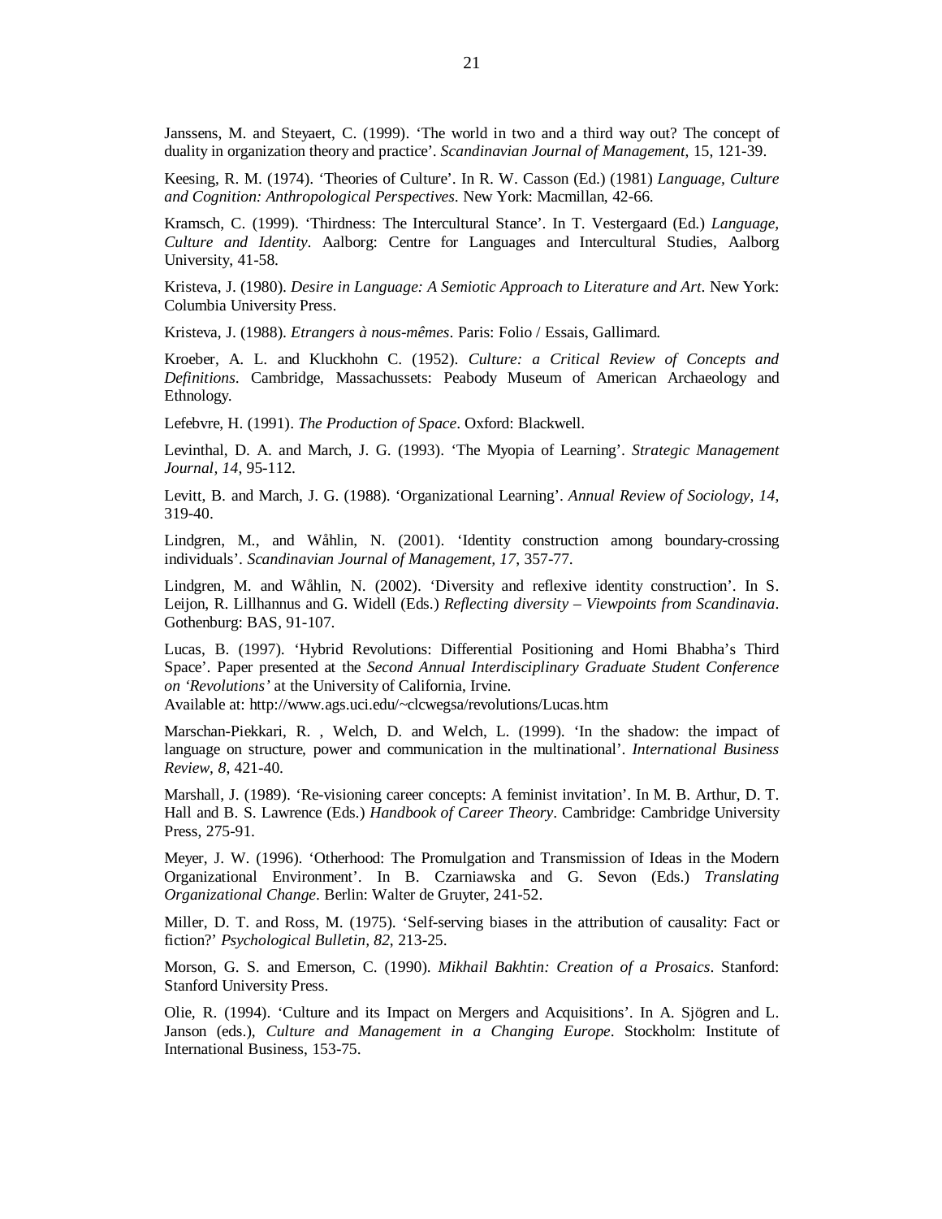Janssens, M. and Steyaert, C. (1999). 'The world in two and a third way out? The concept of duality in organization theory and practice'. *Scandinavian Journal of Management*, 15, 121-39.

Keesing, R. M. (1974). 'Theories of Culture'. In R. W. Casson (Ed.) (1981) *Language, Culture and Cognition: Anthropological Perspectives*. New York: Macmillan, 42-66.

Kramsch, C. (1999). 'Thirdness: The Intercultural Stance'. In T. Vestergaard (Ed.) *Language, Culture and Identity*. Aalborg: Centre for Languages and Intercultural Studies, Aalborg University, 41-58.

Kristeva, J. (1980). *Desire in Language: A Semiotic Approach to Literature and Art*. New York: Columbia University Press.

Kristeva, J. (1988). *Etrangers à nous-mêmes*. Paris: Folio / Essais, Gallimard.

Kroeber, A. L. and Kluckhohn C. (1952). *Culture: a Critical Review of Concepts and Definitions*. Cambridge, Massachussets: Peabody Museum of American Archaeology and Ethnology.

Lefebvre, H. (1991). *The Production of Space*. Oxford: Blackwell.

Levinthal, D. A. and March, J. G. (1993). 'The Myopia of Learning'. *Strategic Management Journal, 14*, 95-112.

Levitt, B. and March, J. G. (1988). 'Organizational Learning'. *Annual Review of Sociology, 14*, 319-40.

Lindgren, M., and Wåhlin, N. (2001). 'Identity construction among boundary-crossing individuals'. *Scandinavian Journal of Management, 17*, 357-77.

Lindgren, M. and Wåhlin, N. (2002). 'Diversity and reflexive identity construction'. In S. Leijon, R. Lillhannus and G. Widell (Eds.) *Reflecting diversity – Viewpoints from Scandinavia*. Gothenburg: BAS, 91-107.

Lucas, B. (1997). 'Hybrid Revolutions: Differential Positioning and Homi Bhabha's Third Space'. Paper presented at the *Second Annual Interdisciplinary Graduate Student Conference on 'Revolutions'* at the University of California, Irvine.
Available at: http://www.ags.uci.edu/~clcwegsa/revolutions/Lucas.htm

Marschan-Piekkari, R. , Welch, D. and Welch, L. (1999). 'In the shadow: the impact of language on structure, power and communication in the multinational'. *International Business Review, 8*, 421-40.

Marshall, J. (1989). 'Re-visioning career concepts: A feminist invitation'. In M. B. Arthur, D. T. Hall and B. S. Lawrence (Eds.) *Handbook of Career Theory*. Cambridge: Cambridge University Press, 275-91.

Meyer, J. W. (1996). 'Otherhood: The Promulgation and Transmission of Ideas in the Modern Organizational Environment'. In B. Czarniawska and G. Sevon (Eds.) *Translating Organizational Change*. Berlin: Walter de Gruyter, 241-52.

Miller, D. T. and Ross, M. (1975). 'Self-serving biases in the attribution of causality: Fact or fiction?' *Psychological Bulletin, 82*, 213-25.

Morson, G. S. and Emerson, C. (1990). *Mikhail Bakhtin: Creation of a Prosaics*. Stanford: Stanford University Press.

Olie, R. (1994). 'Culture and its Impact on Mergers and Acquisitions'. In A. Sjögren and L. Janson (eds.), *Culture and Management in a Changing Europe*. Stockholm: Institute of International Business, 153-75.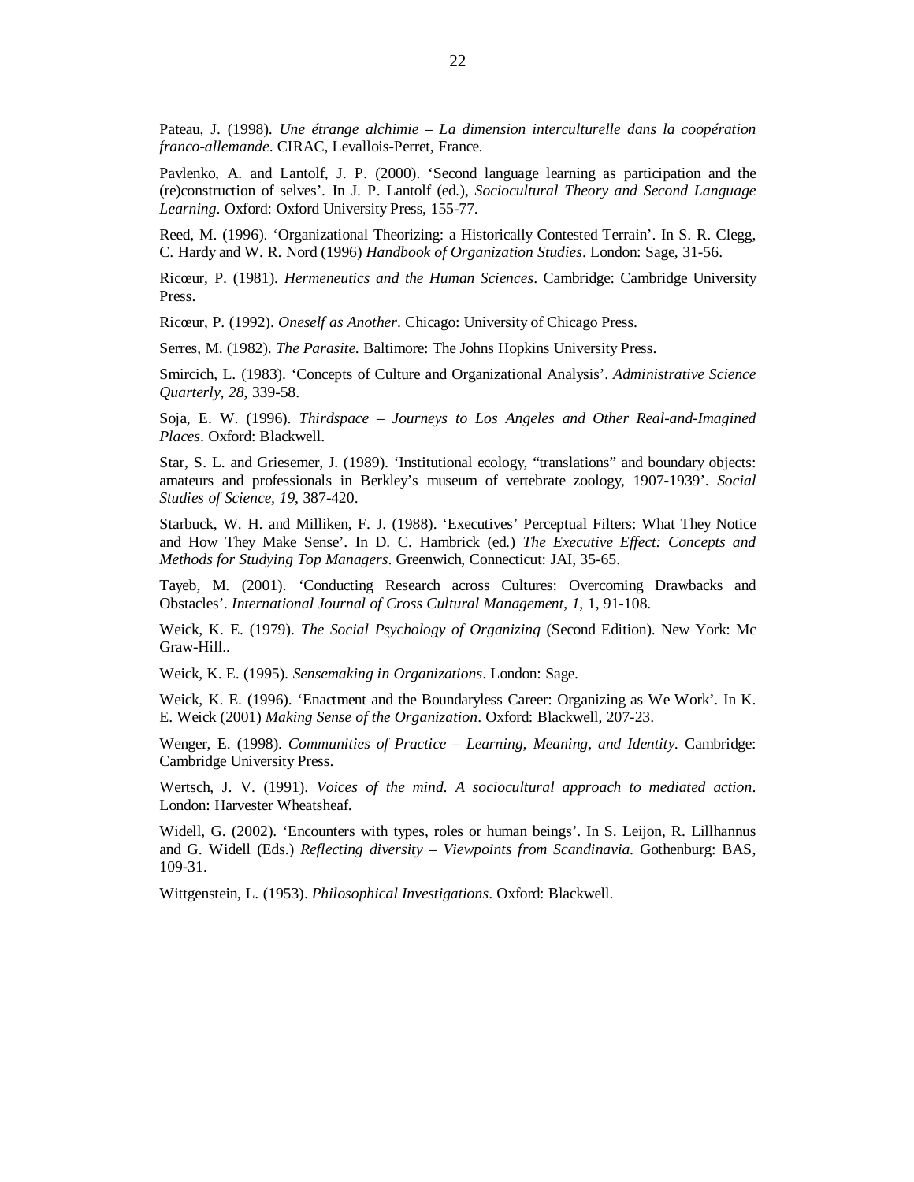Pateau, J. (1998). *Une étrange alchimie – La dimension interculturelle dans la coopération franco-allemande*. CIRAC, Levallois-Perret, France.

Pavlenko, A. and Lantolf, J. P. (2000). 'Second language learning as participation and the (re)construction of selves'. In J. P. Lantolf (ed.), *Sociocultural Theory and Second Language Learning*. Oxford: Oxford University Press, 155-77.

Reed, M. (1996). 'Organizational Theorizing: a Historically Contested Terrain'. In S. R. Clegg, C. Hardy and W. R. Nord (1996) *Handbook of Organization Studies*. London: Sage, 31-56.

Ricœur, P. (1981). *Hermeneutics and the Human Sciences*. Cambridge: Cambridge University Press.

Ricœur, P. (1992). *Oneself as Another*. Chicago: University of Chicago Press.

Serres, M. (1982). *The Parasite.* Baltimore: The Johns Hopkins University Press.

Smircich, L. (1983). 'Concepts of Culture and Organizational Analysis'. *Administrative Science Quarterly, 28*, 339-58.

Soja, E. W. (1996). *Thirdspace – Journeys to Los Angeles and Other Real-and-Imagined Places*. Oxford: Blackwell.

Star, S. L. and Griesemer, J. (1989). 'Institutional ecology, "translations" and boundary objects: amateurs and professionals in Berkley's museum of vertebrate zoology, 1907-1939'. *Social Studies of Science, 19*, 387-420.

Starbuck, W. H. and Milliken, F. J. (1988). 'Executives' Perceptual Filters: What They Notice and How They Make Sense'. In D. C. Hambrick (ed.) *The Executive Effect: Concepts and Methods for Studying Top Managers*. Greenwich, Connecticut: JAI, 35-65.

Tayeb, M. (2001). 'Conducting Research across Cultures: Overcoming Drawbacks and Obstacles'. *International Journal of Cross Cultural Management, 1*, 1, 91-108.

Weick, K. E. (1979). *The Social Psychology of Organizing* (Second Edition). New York: Mc Graw-Hill..

Weick, K. E. (1995). *Sensemaking in Organizations*. London: Sage.

Weick, K. E. (1996). 'Enactment and the Boundaryless Career: Organizing as We Work'. In K. E. Weick (2001) *Making Sense of the Organization*. Oxford: Blackwell, 207-23.

Wenger, E. (1998). *Communities of Practice – Learning, Meaning, and Identity.* Cambridge: Cambridge University Press.

Wertsch, J. V. (1991). *Voices of the mind. A sociocultural approach to mediated action*. London: Harvester Wheatsheaf.

Widell, G. (2002). 'Encounters with types, roles or human beings'. In S. Leijon, R. Lillhannus and G. Widell (Eds.) *Reflecting diversity – Viewpoints from Scandinavia.* Gothenburg: BAS, 109-31.

Wittgenstein, L. (1953). *Philosophical Investigations*. Oxford: Blackwell.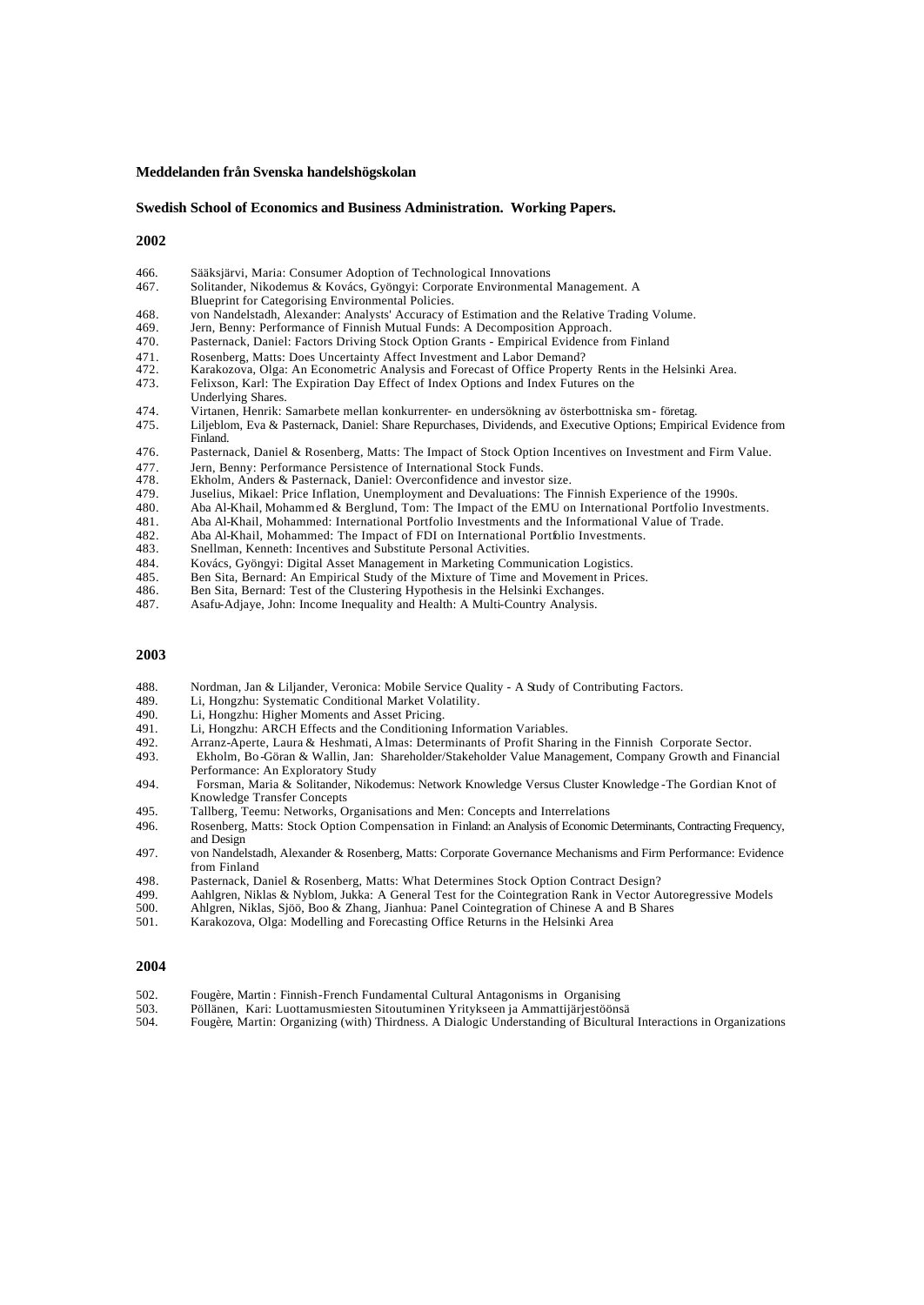**Meddelanden från Svenska handelshögskolan**

**Swedish School of Economics and Business Administration. Working Papers.**

**2002**

466. Sääksjärvi, Maria: Consumer Adoption of Technological Innovations
467. Solitander, Nikodemus & Kovács, Gyöngyi: Corporate Environmental Management. A Blueprint for Categorising Environmental Policies.
468. von Nandelstadh, Alexander: Analysts' Accuracy of Estimation and the Relative Trading Volume.
469. Jern, Benny: Performance of Finnish Mutual Funds: A Decomposition Approach.
470. Pasternack, Daniel: Factors Driving Stock Option Grants - Empirical Evidence from Finland
471. Rosenberg, Matts: Does Uncertainty Affect Investment and Labor Demand?
472. Karakozova, Olga: An Econometric Analysis and Forecast of Office Property Rents in the Helsinki Area.
473. Felixson, Karl: The Expiration Day Effect of Index Options and Index Futures on the Underlying Shares.
474. Virtanen, Henrik: Samarbete mellan konkurrenter- en undersökning av österbottniska sm- företag.
475. Liljeblom, Eva & Pasternack, Daniel: Share Repurchases, Dividends, and Executive Options; Empirical Evidence from Finland.
476. Pasternack, Daniel & Rosenberg, Matts: The Impact of Stock Option Incentives on Investment and Firm Value.
477. Jern, Benny: Performance Persistence of International Stock Funds.
478. Ekholm, Anders & Pasternack, Daniel: Overconfidence and investor size.
479. Juselius, Mikael: Price Inflation, Unemployment and Devaluations: The Finnish Experience of the 1990s.
480. Aba Al-Khail, Mohammed & Berglund, Tom: The Impact of the EMU on International Portfolio Investments.
481. Aba Al-Khail, Mohammed: International Portfolio Investments and the Informational Value of Trade.
482. Aba Al-Khail, Mohammed: The Impact of FDI on International Portfolio Investments.
483. Snellman, Kenneth: Incentives and Substitute Personal Activities.
484. Kovács, Gyöngyi: Digital Asset Management in Marketing Communication Logistics.
485. Ben Sita, Bernard: An Empirical Study of the Mixture of Time and Movement in Prices.
486. Ben Sita, Bernard: Test of the Clustering Hypothesis in the Helsinki Exchanges.
487. Asafu-Adjaye, John: Income Inequality and Health: A Multi-Country Analysis.

**2003**

488. Nordman, Jan & Liljander, Veronica: Mobile Service Quality - A Study of Contributing Factors.
489. Li, Hongzhu: Systematic Conditional Market Volatility.
490. Li, Hongzhu: Higher Moments and Asset Pricing.
491. Li, Hongzhu: ARCH Effects and the Conditioning Information Variables.
492. Arranz-Aperte, Laura & Heshmati, Almas: Determinants of Profit Sharing in the Finnish Corporate Sector.
493. Ekholm, Bo-Göran & Wallin, Jan: Shareholder/Stakeholder Value Management, Company Growth and Financial Performance: An Exploratory Study
494. Forsman, Maria & Solitander, Nikodemus: Network Knowledge Versus Cluster Knowledge -The Gordian Knot of Knowledge Transfer Concepts
495. Tallberg, Teemu: Networks, Organisations and Men: Concepts and Interrelations
496. Rosenberg, Matts: Stock Option Compensation in Finland: an Analysis of Economic Determinants, Contracting Frequency, and Design
497. von Nandelstadh, Alexander & Rosenberg, Matts: Corporate Governance Mechanisms and Firm Performance: Evidence from Finland
498. Pasternack, Daniel & Rosenberg, Matts: What Determines Stock Option Contract Design?
499. Aahlgren, Niklas & Nyblom, Jukka: A General Test for the Cointegration Rank in Vector Autoregressive Models
500. Ahlgren, Niklas, Sjöö, Boo & Zhang, Jianhua: Panel Cointegration of Chinese A and B Shares
501. Karakozova, Olga: Modelling and Forecasting Office Returns in the Helsinki Area

**2004**

502. Fougère, Martin : Finnish-French Fundamental Cultural Antagonisms in Organising
503. Pöllänen, Kari: Luottamusmiesten Sitoutuminen Yritykseen ja Ammattijärjestöönsä
504. Fougère, Martin: Organizing (with) Thirdness. A Dialogic Understanding of Bicultural Interactions in Organizations